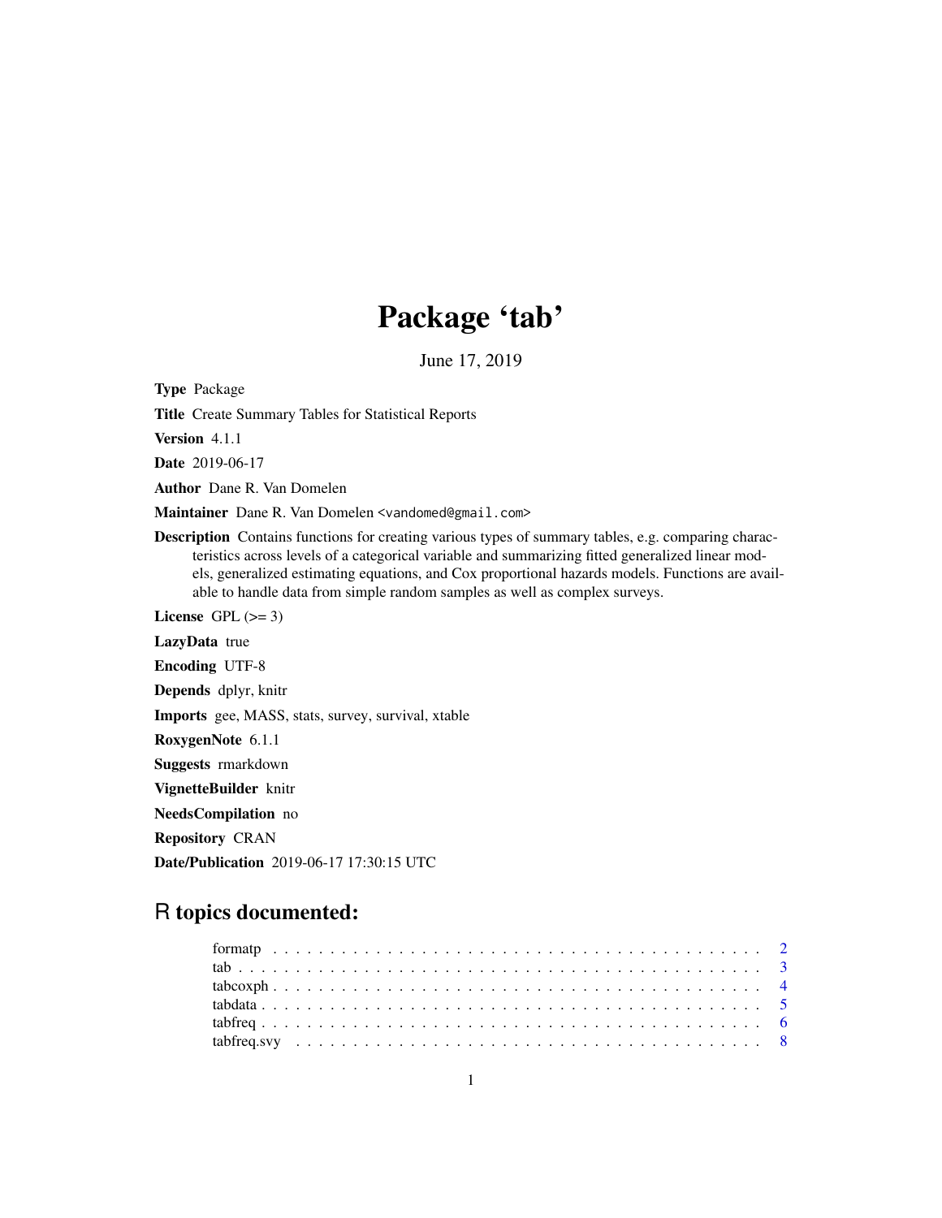# Package 'tab'

June 17, 2019

**Type** Package

**Title** Create Summary Tables for Statistical Reports

**Version** 4.1.1

**Date** 2019-06-17

**Author** Dane R. Van Domelen

**Maintainer** Dane R. Van Domelen <vandomed@gmail.com>

**Description** Contains functions for creating various types of summary tables, e.g. comparing characteristics across levels of a categorical variable and summarizing fitted generalized linear models, generalized estimating equations, and Cox proportional hazards models. Functions are available to handle data from simple random samples as well as complex surveys.

**License** GPL (>= 3)

**LazyData** true

**Encoding** UTF-8

**Depends** dplyr, knitr

**Imports** gee, MASS, stats, survey, survival, xtable

**RoxygenNote** 6.1.1

**Suggests** rmarkdown

**VignetteBuilder** knitr

**NeedsCompilation** no

**Repository** CRAN

**Date/Publication** 2019-06-17 17:30:15 UTC

## R topics documented:

- formatp . . . . . . . . . . . . . . . . . . . . . . . . . . . . . . . . . . . . . . . . . . 2
- tab . . . . . . . . . . . . . . . . . . . . . . . . . . . . . . . . . . . . . . . . . . . . . 3
- tabcoxph . . . . . . . . . . . . . . . . . . . . . . . . . . . . . . . . . . . . . . . . . . 4
- tabdata . . . . . . . . . . . . . . . . . . . . . . . . . . . . . . . . . . . . . . . . . . . 5
- tabfreq . . . . . . . . . . . . . . . . . . . . . . . . . . . . . . . . . . . . . . . . . . . 6
- tabfreq.svy . . . . . . . . . . . . . . . . . . . . . . . . . . . . . . . . . . . . . . . . 8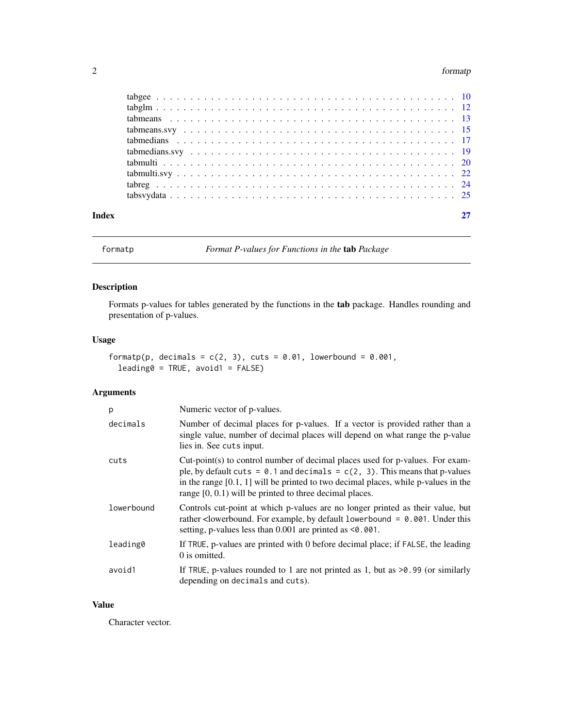| | |
|---|---|
| tabgee | 10 |
| tabglm | 12 |
| tabmeans | 13 |
| tabmeans.svy | 15 |
| tabmedians | 17 |
| tabmedians.svy | 19 |
| tabmulti | 20 |
| tabmulti.svy | 22 |
| tabreg | 24 |
| tabsvydata | 25 |

**Index** **27**

---

`formatp` *Format P-values for Functions in the* **tab** *Package*

---

## Description

Formats p-values for tables generated by the functions in the **tab** package. Handles rounding and presentation of p-values.

## Usage

```
formatp(p, decimals = c(2, 3), cuts = 0.01, lowerbound = 0.001,
  leading0 = TRUE, avoid1 = FALSE)
```

## Arguments

| | |
|---|---|
| `p` | Numeric vector of p-values. |
| `decimals` | Number of decimal places for p-values. If a vector is provided rather than a single value, number of decimal places will depend on what range the p-value lies in. See `cuts` input. |
| `cuts` | Cut-point(s) to control number of decimal places used for p-values. For example, by default `cuts = 0.1` and `decimals = c(2, 3)`. This means that p-values in the range [0.1, 1] will be printed to two decimal places, while p-values in the range [0, 0.1) will be printed to three decimal places. |
| `lowerbound` | Controls cut-point at which p-values are no longer printed as their value, but rather <lowerbound. For example, by default `lowerbound = 0.001`. Under this setting, p-values less than 0.001 are printed as `<0.001`. |
| `leading0` | If `TRUE`, p-values are printed with 0 before decimal place; if `FALSE`, the leading 0 is omitted. |
| `avoid1` | If `TRUE`, p-values rounded to 1 are not printed as 1, but as `>0.99` (or similarly depending on `decimals` and `cuts`). |

## Value

Character vector.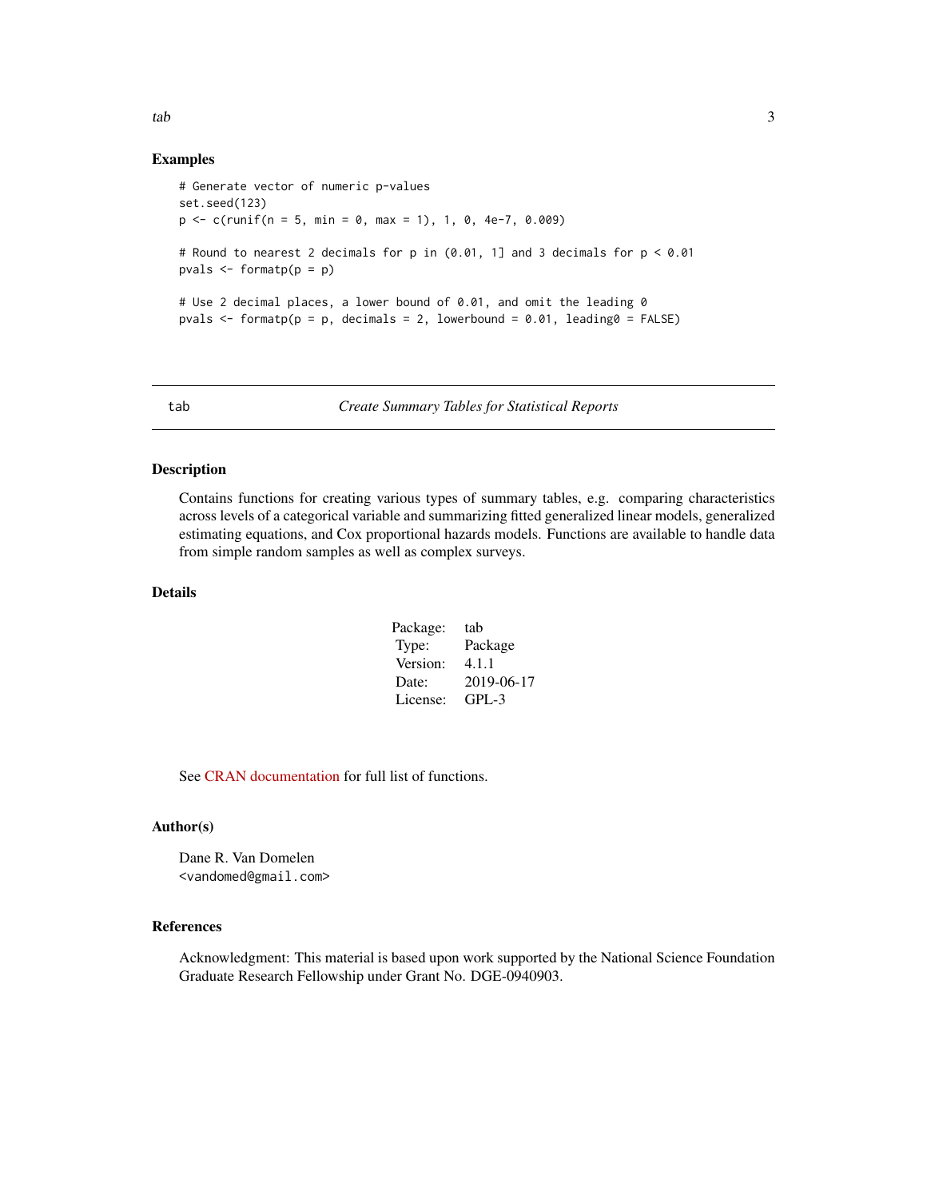## Examples

```
# Generate vector of numeric p-values
set.seed(123)
p <- c(runif(n = 5, min = 0, max = 1), 1, 0, 4e-7, 0.009)

# Round to nearest 2 decimals for p in (0.01, 1] and 3 decimals for p < 0.01
pvals <- formatp(p = p)

# Use 2 decimal places, a lower bound of 0.01, and omit the leading 0
pvals <- formatp(p = p, decimals = 2, lowerbound = 0.01, leading0 = FALSE)
```

---

# tab — *Create Summary Tables for Statistical Reports*

---

## Description

Contains functions for creating various types of summary tables, e.g. comparing characteristics across levels of a categorical variable and summarizing fitted generalized linear models, generalized estimating equations, and Cox proportional hazards models. Functions are available to handle data from simple random samples as well as complex surveys.

## Details

| | |
|---|---|
| Package: | tab |
| Type: | Package |
| Version: | 4.1.1 |
| Date: | 2019-06-17 |
| License: | GPL-3 |

See CRAN documentation for full list of functions.

## Author(s)

Dane R. Van Domelen
<vandomed@gmail.com>

## References

Acknowledgment: This material is based upon work supported by the National Science Foundation Graduate Research Fellowship under Grant No. DGE-0940903.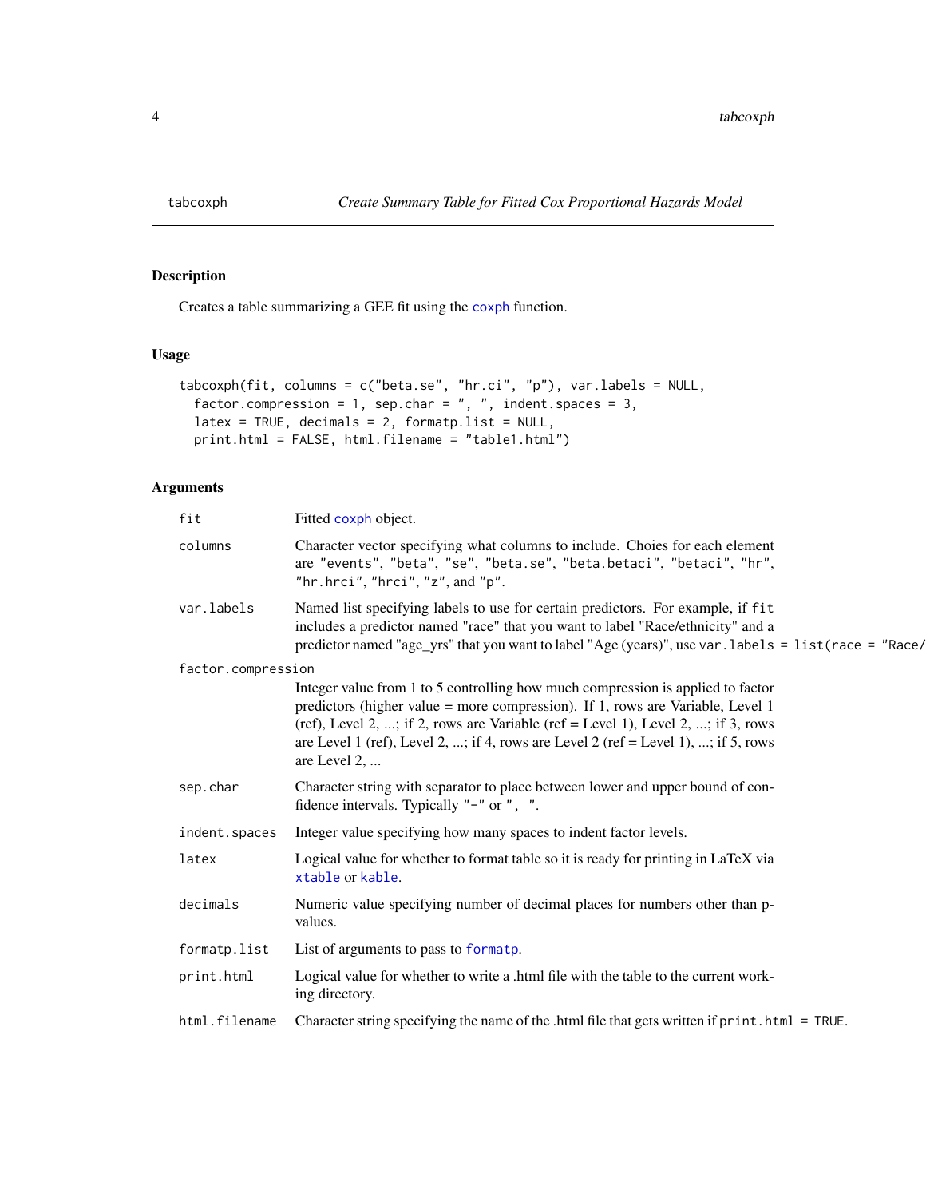tabcoxph — *Create Summary Table for Fitted Cox Proportional Hazards Model*

## Description

Creates a table summarizing a GEE fit using the coxph function.

## Usage

```
tabcoxph(fit, columns = c("beta.se", "hr.ci", "p"), var.labels = NULL,
  factor.compression = 1, sep.char = ", ", indent.spaces = 3,
  latex = TRUE, decimals = 2, formatp.list = NULL,
  print.html = FALSE, html.filename = "table1.html")
```

## Arguments

| Argument | Description |
|---|---|
| `fit` | Fitted coxph object. |
| `columns` | Character vector specifying what columns to include. Choies for each element are `"events"`, `"beta"`, `"se"`, `"beta.se"`, `"beta.betaci"`, `"betaci"`, `"hr"`, `"hr.hrci"`, `"hrci"`, `"z"`, and `"p"`. |
| `var.labels` | Named list specifying labels to use for certain predictors. For example, if `fit` includes a predictor named "race" that you want to label "Race/ethnicity" and a predictor named "age_yrs" that you want to label "Age (years)", use `var.labels = list(race = "Race/` |
| `factor.compression` | Integer value from 1 to 5 controlling how much compression is applied to factor predictors (higher value = more compression). If 1, rows are Variable, Level 1 (ref), Level 2, ...; if 2, rows are Variable (ref = Level 1), Level 2, ...; if 3, rows are Level 1 (ref), Level 2, ...; if 4, rows are Level 2 (ref = Level 1), ...; if 5, rows are Level 2, ... |
| `sep.char` | Character string with separator to place between lower and upper bound of confidence intervals. Typically `"-"` or `", "`. |
| `indent.spaces` | Integer value specifying how many spaces to indent factor levels. |
| `latex` | Logical value for whether to format table so it is ready for printing in LaTeX via xtable or kable. |
| `decimals` | Numeric value specifying number of decimal places for numbers other than p-values. |
| `formatp.list` | List of arguments to pass to formatp. |
| `print.html` | Logical value for whether to write a .html file with the table to the current working directory. |
| `html.filename` | Character string specifying the name of the .html file that gets written if `print.html = TRUE`. |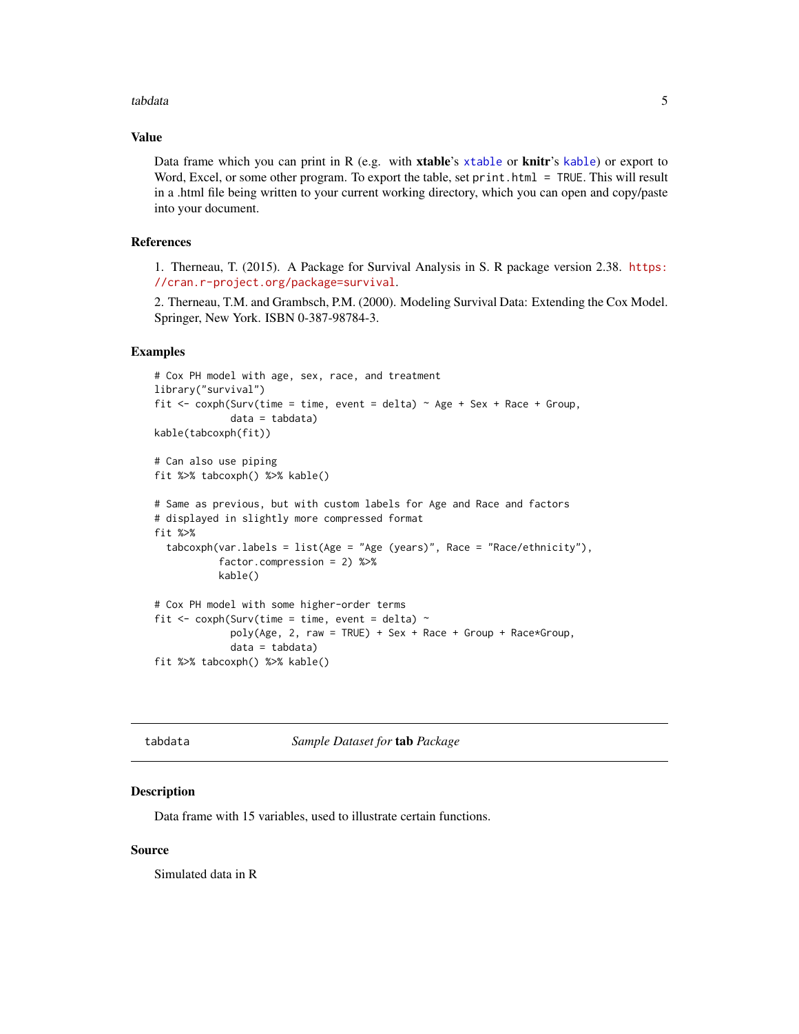## Value

Data frame which you can print in R (e.g. with **xtable**'s `xtable` or **knitr**'s `kable`) or export to Word, Excel, or some other program. To export the table, set `print.html = TRUE`. This will result in a .html file being written to your current working directory, which you can open and copy/paste into your document.

## References

1. Therneau, T. (2015). A Package for Survival Analysis in S. R package version 2.38. https://cran.r-project.org/package=survival.

2. Therneau, T.M. and Grambsch, P.M. (2000). Modeling Survival Data: Extending the Cox Model. Springer, New York. ISBN 0-387-98784-3.

## Examples

```
# Cox PH model with age, sex, race, and treatment
library("survival")
fit <- coxph(Surv(time = time, event = delta) ~ Age + Sex + Race + Group,
             data = tabdata)
kable(tabcoxph(fit))

# Can also use piping
fit %>% tabcoxph() %>% kable()

# Same as previous, but with custom labels for Age and Race and factors
# displayed in slightly more compressed format
fit %>%
  tabcoxph(var.labels = list(Age = "Age (years)", Race = "Race/ethnicity"),
           factor.compression = 2) %>%
           kable()

# Cox PH model with some higher-order terms
fit <- coxph(Surv(time = time, event = delta) ~
             poly(Age, 2, raw = TRUE) + Sex + Race + Group + Race*Group,
             data = tabdata)
fit %>% tabcoxph() %>% kable()
```

---

# tabdata — *Sample Dataset for* **tab** *Package*

## Description

Data frame with 15 variables, used to illustrate certain functions.

## Source

Simulated data in R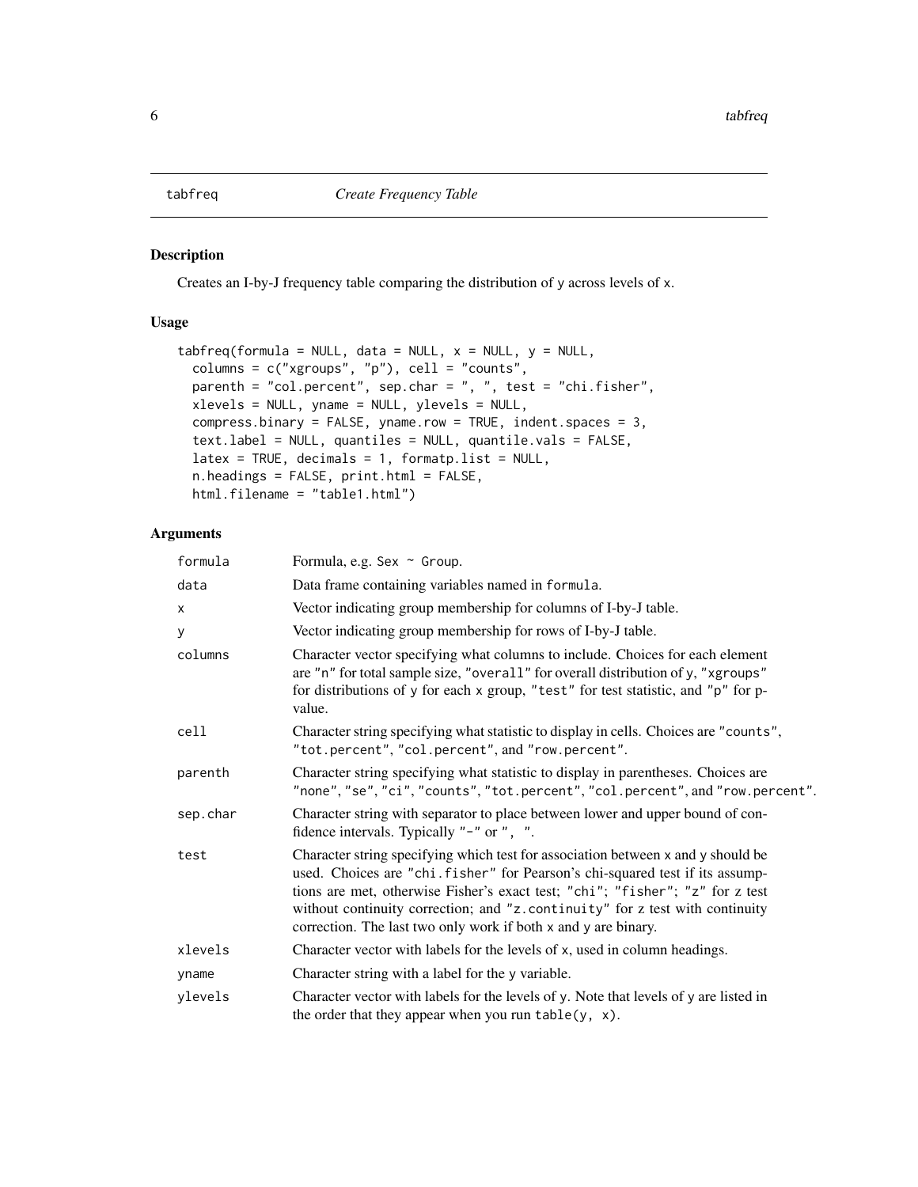`tabfreq` *Create Frequency Table*

## Description

Creates an I-by-J frequency table comparing the distribution of y across levels of x.

## Usage

```
tabfreq(formula = NULL, data = NULL, x = NULL, y = NULL,
  columns = c("xgroups", "p"), cell = "counts",
  parenth = "col.percent", sep.char = ", ", test = "chi.fisher",
  xlevels = NULL, yname = NULL, ylevels = NULL,
  compress.binary = FALSE, yname.row = TRUE, indent.spaces = 3,
  text.label = NULL, quantiles = NULL, quantile.vals = FALSE,
  latex = TRUE, decimals = 1, formatp.list = NULL,
  n.headings = FALSE, print.html = FALSE,
  html.filename = "table1.html")
```

## Arguments

| | |
|---|---|
| `formula` | Formula, e.g. `Sex ~ Group`. |
| `data` | Data frame containing variables named in `formula`. |
| `x` | Vector indicating group membership for columns of I-by-J table. |
| `y` | Vector indicating group membership for rows of I-by-J table. |
| `columns` | Character vector specifying what columns to include. Choices for each element are `"n"` for total sample size, `"overall"` for overall distribution of `y`, `"xgroups"` for distributions of `y` for each `x` group, `"test"` for test statistic, and `"p"` for p-value. |
| `cell` | Character string specifying what statistic to display in cells. Choices are `"counts"`, `"tot.percent"`, `"col.percent"`, and `"row.percent"`. |
| `parenth` | Character string specifying what statistic to display in parentheses. Choices are `"none"`, `"se"`, `"ci"`, `"counts"`, `"tot.percent"`, `"col.percent"`, and `"row.percent"`. |
| `sep.char` | Character string with separator to place between lower and upper bound of confidence intervals. Typically `"-"` or `", "`. |
| `test` | Character string specifying which test for association between `x` and `y` should be used. Choices are `"chi.fisher"` for Pearson's chi-squared test if its assumptions are met, otherwise Fisher's exact test; `"chi"`; `"fisher"`; `"z"` for z test without continuity correction; and `"z.continuity"` for z test with continuity correction. The last two only work if both `x` and `y` are binary. |
| `xlevels` | Character vector with labels for the levels of `x`, used in column headings. |
| `yname` | Character string with a label for the `y` variable. |
| `ylevels` | Character vector with labels for the levels of `y`. Note that levels of `y` are listed in the order that they appear when you run `table(y, x)`. |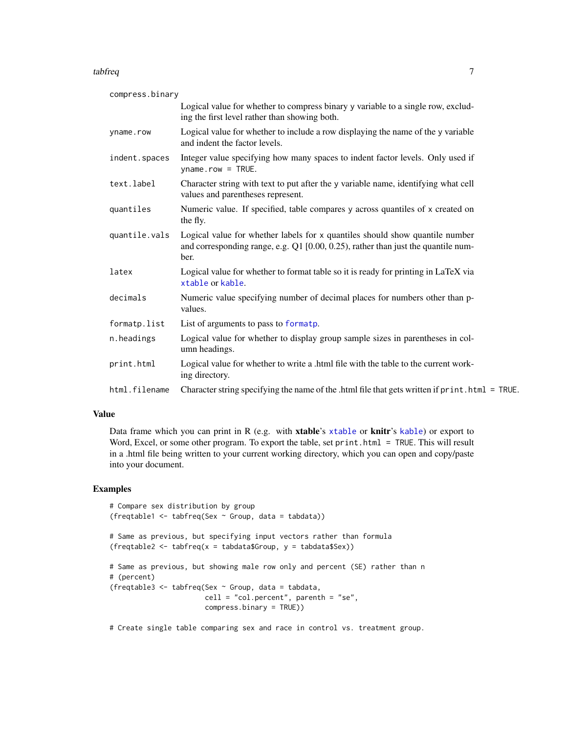`compress.binary`
: Logical value for whether to compress binary y variable to a single row, excluding the first level rather than showing both.

`yname.row`
: Logical value for whether to include a row displaying the name of the y variable and indent the factor levels.

`indent.spaces`
: Integer value specifying how many spaces to indent factor levels. Only used if `yname.row = TRUE`.

`text.label`
: Character string with text to put after the y variable name, identifying what cell values and parentheses represent.

`quantiles`
: Numeric value. If specified, table compares y across quantiles of x created on the fly.

`quantile.vals`
: Logical value for whether labels for x quantiles should show quantile number and corresponding range, e.g. Q1 [0.00, 0.25), rather than just the quantile number.

`latex`
: Logical value for whether to format table so it is ready for printing in LaTeX via `xtable` or `kable`.

`decimals`
: Numeric value specifying number of decimal places for numbers other than p-values.

`formatp.list`
: List of arguments to pass to `formatp`.

`n.headings`
: Logical value for whether to display group sample sizes in parentheses in column headings.

`print.html`
: Logical value for whether to write a .html file with the table to the current working directory.

`html.filename`
: Character string specifying the name of the .html file that gets written if `print.html = TRUE`.

## Value

Data frame which you can print in R (e.g. with **xtable**'s `xtable` or **knitr**'s `kable`) or export to Word, Excel, or some other program. To export the table, set `print.html = TRUE`. This will result in a .html file being written to your current working directory, which you can open and copy/paste into your document.

## Examples

```
# Compare sex distribution by group
(freqtable1 <- tabfreq(Sex ~ Group, data = tabdata))

# Same as previous, but specifying input vectors rather than formula
(freqtable2 <- tabfreq(x = tabdata$Group, y = tabdata$Sex))

# Same as previous, but showing male row only and percent (SE) rather than n
# (percent)
(freqtable3 <- tabfreq(Sex ~ Group, data = tabdata,
                       cell = "col.percent", parenth = "se",
                       compress.binary = TRUE))

# Create single table comparing sex and race in control vs. treatment group.
```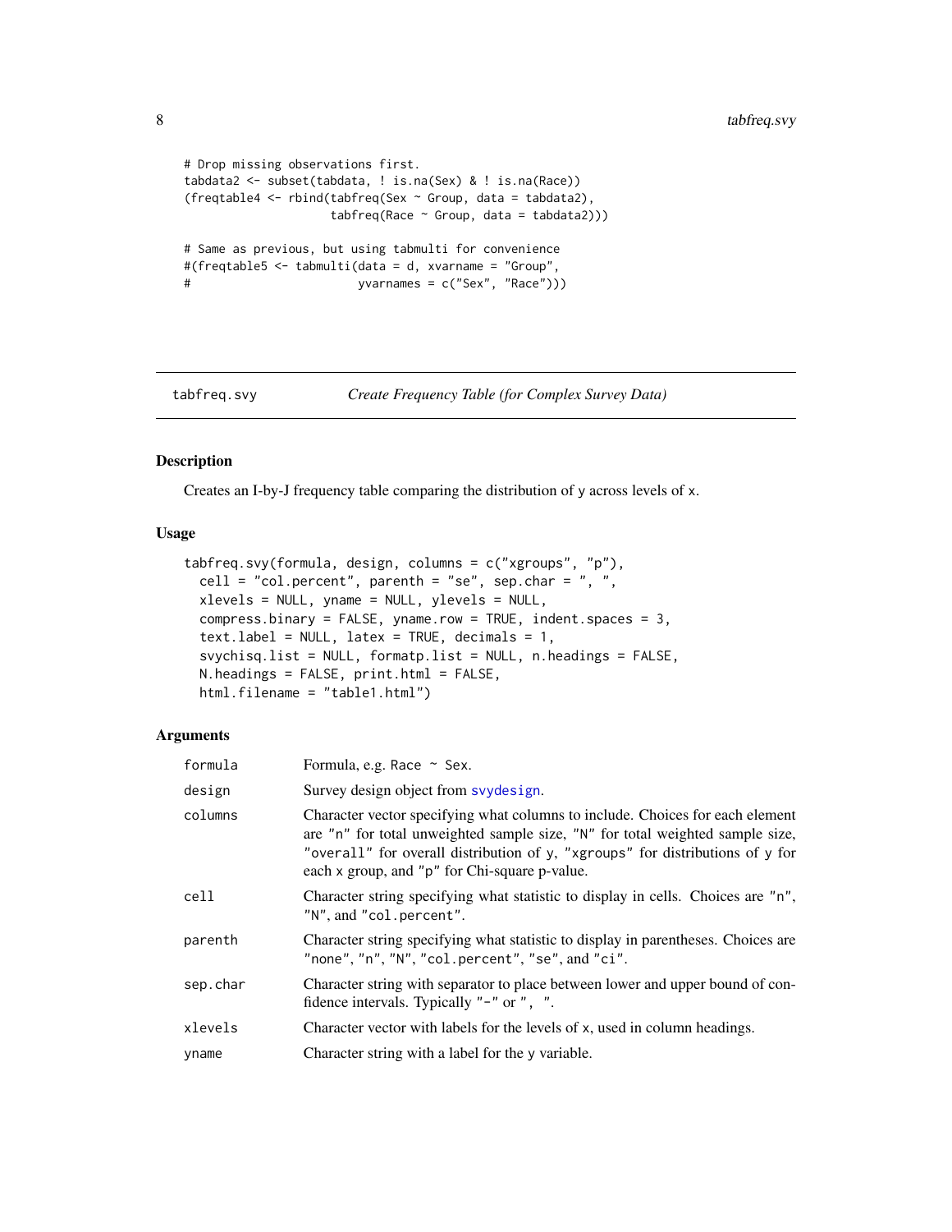```
# Drop missing observations first.
tabdata2 <- subset(tabdata, ! is.na(Sex) & ! is.na(Race))
(freqtable4 <- rbind(tabfreq(Sex ~ Group, data = tabdata2),
                     tabfreq(Race ~ Group, data = tabdata2)))

# Same as previous, but using tabmulti for convenience
#(freqtable5 <- tabmulti(data = d, xvarname = "Group",
#                       yvarnames = c("Sex", "Race")))
```

---

## tabfreq.svy — *Create Frequency Table (for Complex Survey Data)*

### Description

Creates an I-by-J frequency table comparing the distribution of y across levels of x.

### Usage

```
tabfreq.svy(formula, design, columns = c("xgroups", "p"),
  cell = "col.percent", parenth = "se", sep.char = ", ",
  xlevels = NULL, yname = NULL, ylevels = NULL,
  compress.binary = FALSE, yname.row = TRUE, indent.spaces = 3,
  text.label = NULL, latex = TRUE, decimals = 1,
  svychisq.list = NULL, formatp.list = NULL, n.headings = FALSE,
  N.headings = FALSE, print.html = FALSE,
  html.filename = "table1.html")
```

### Arguments

| | |
|---|---|
| `formula` | Formula, e.g. `Race ~ Sex`. |
| `design` | Survey design object from `svydesign`. |
| `columns` | Character vector specifying what columns to include. Choices for each element are `"n"` for total unweighted sample size, `"N"` for total weighted sample size, `"overall"` for overall distribution of y, `"xgroups"` for distributions of y for each x group, and `"p"` for Chi-square p-value. |
| `cell` | Character string specifying what statistic to display in cells. Choices are `"n"`, `"N"`, and `"col.percent"`. |
| `parenth` | Character string specifying what statistic to display in parentheses. Choices are `"none"`, `"n"`, `"N"`, `"col.percent"`, `"se"`, and `"ci"`. |
| `sep.char` | Character string with separator to place between lower and upper bound of confidence intervals. Typically `"-"` or `", "`. |
| `xlevels` | Character vector with labels for the levels of x, used in column headings. |
| `yname` | Character string with a label for the y variable. |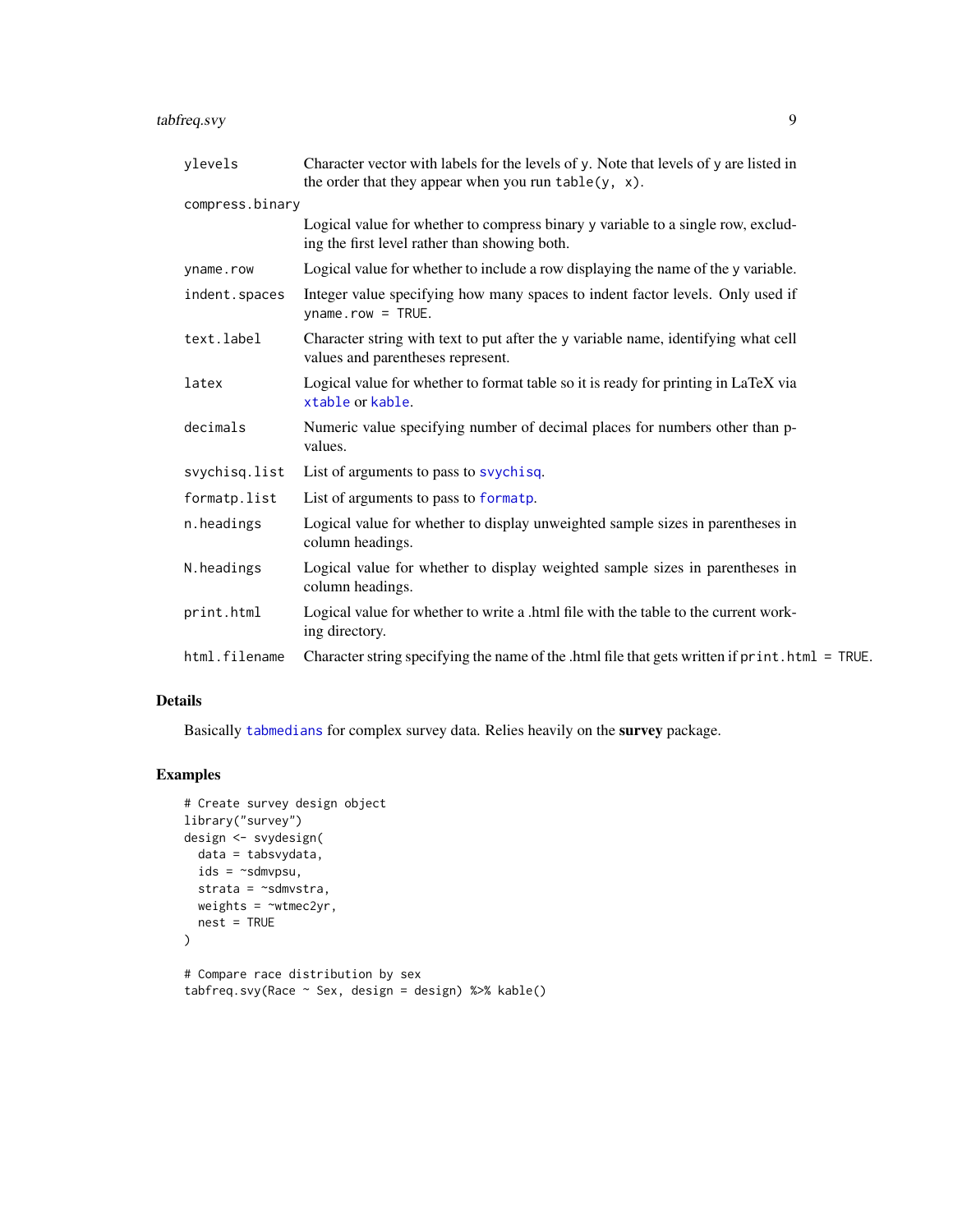| | |
|---|---|
| `ylevels` | Character vector with labels for the levels of `y`. Note that levels of `y` are listed in the order that they appear when you run `table(y, x)`. |
| `compress.binary` | Logical value for whether to compress binary `y` variable to a single row, excluding the first level rather than showing both. |
| `yname.row` | Logical value for whether to include a row displaying the name of the `y` variable. |
| `indent.spaces` | Integer value specifying how many spaces to indent factor levels. Only used if `yname.row = TRUE`. |
| `text.label` | Character string with text to put after the `y` variable name, identifying what cell values and parentheses represent. |
| `latex` | Logical value for whether to format table so it is ready for printing in LaTeX via `xtable` or `kable`. |
| `decimals` | Numeric value specifying number of decimal places for numbers other than p-values. |
| `svychisq.list` | List of arguments to pass to `svychisq`. |
| `formatp.list` | List of arguments to pass to `formatp`. |
| `n.headings` | Logical value for whether to display unweighted sample sizes in parentheses in column headings. |
| `N.headings` | Logical value for whether to display weighted sample sizes in parentheses in column headings. |
| `print.html` | Logical value for whether to write a .html file with the table to the current working directory. |
| `html.filename` | Character string specifying the name of the .html file that gets written if `print.html = TRUE`. |

## Details

Basically `tabmedians` for complex survey data. Relies heavily on the **survey** package.

## Examples

```
# Create survey design object
library("survey")
design <- svydesign(
  data = tabsvydata,
  ids = ~sdmvpsu,
  strata = ~sdmvstra,
  weights = ~wtmec2yr,
  nest = TRUE
)

# Compare race distribution by sex
tabfreq.svy(Race ~ Sex, design = design) %>% kable()
```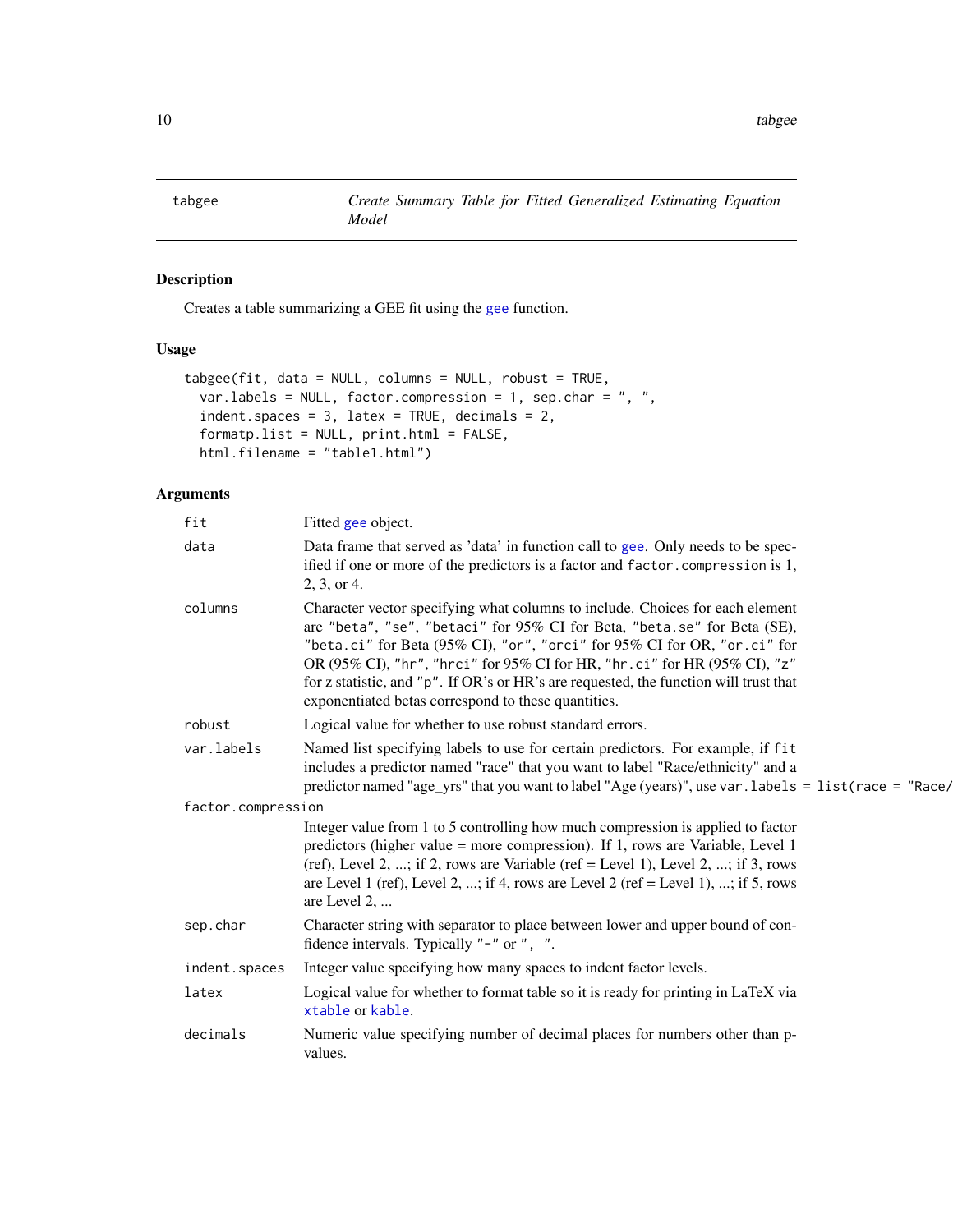# tabgee

*Create Summary Table for Fitted Generalized Estimating Equation Model*

## Description

Creates a table summarizing a GEE fit using the gee function.

## Usage

```
tabgee(fit, data = NULL, columns = NULL, robust = TRUE,
  var.labels = NULL, factor.compression = 1, sep.char = ", ",
  indent.spaces = 3, latex = TRUE, decimals = 2,
  formatp.list = NULL, print.html = FALSE,
  html.filename = "table1.html")
```

## Arguments

`fit`
: Fitted gee object.

`data`
: Data frame that served as 'data' in function call to gee. Only needs to be specified if one or more of the predictors is a factor and `factor.compression` is 1, 2, 3, or 4.

`columns`
: Character vector specifying what columns to include. Choices for each element are `"beta"`, `"se"`, `"betaci"` for 95% CI for Beta, `"beta.se"` for Beta (SE), `"beta.ci"` for Beta (95% CI), `"or"`, `"orci"` for 95% CI for OR, `"or.ci"` for OR (95% CI), `"hr"`, `"hrci"` for 95% CI for HR, `"hr.ci"` for HR (95% CI), `"z"` for z statistic, and `"p"`. If OR's or HR's are requested, the function will trust that exponentiated betas correspond to these quantities.

`robust`
: Logical value for whether to use robust standard errors.

`var.labels`
: Named list specifying labels to use for certain predictors. For example, if `fit` includes a predictor named "race" that you want to label "Race/ethnicity" and a predictor named "age_yrs" that you want to label "Age (years)", use `var.labels = list(race = "Race/`

`factor.compression`
: Integer value from 1 to 5 controlling how much compression is applied to factor predictors (higher value = more compression). If 1, rows are Variable, Level 1 (ref), Level 2, ...; if 2, rows are Variable (ref = Level 1), Level 2, ...; if 3, rows are Level 1 (ref), Level 2, ...; if 4, rows are Level 2 (ref = Level 1), ...; if 5, rows are Level 2, ...

`sep.char`
: Character string with separator to place between lower and upper bound of confidence intervals. Typically `"-"` or `", "`.

`indent.spaces`
: Integer value specifying how many spaces to indent factor levels.

`latex`
: Logical value for whether to format table so it is ready for printing in LaTeX via xtable or kable.

`decimals`
: Numeric value specifying number of decimal places for numbers other than p-values.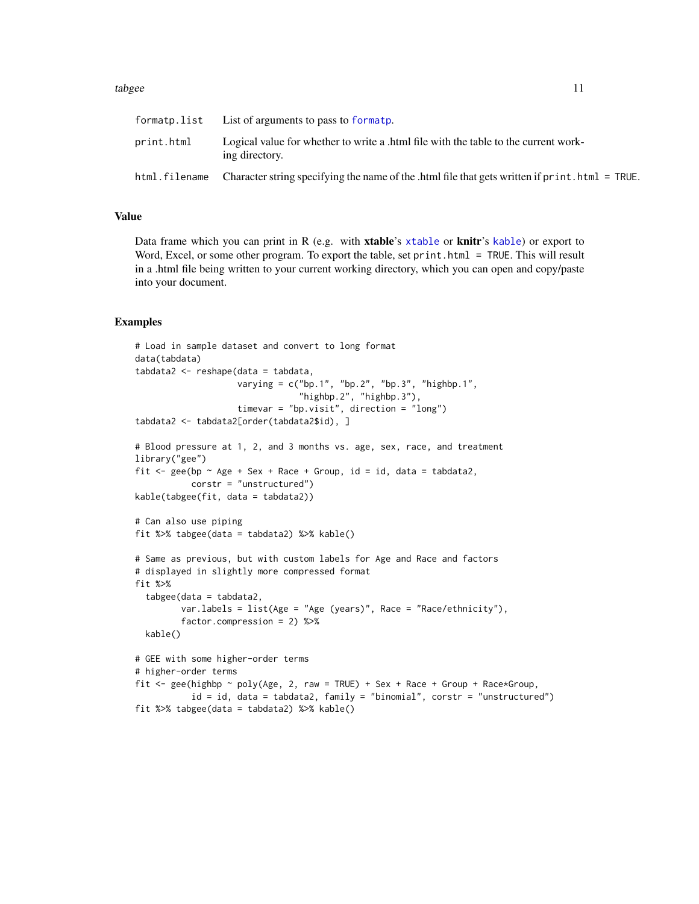| | |
|---|---|
| formatp.list | List of arguments to pass to formatp. |
| print.html | Logical value for whether to write a .html file with the table to the current working directory. |
| html.filename | Character string specifying the name of the .html file that gets written if print.html = TRUE. |

## Value

Data frame which you can print in R (e.g. with **xtable**'s xtable or **knitr**'s kable) or export to Word, Excel, or some other program. To export the table, set print.html = TRUE. This will result in a .html file being written to your current working directory, which you can open and copy/paste into your document.

## Examples

```
# Load in sample dataset and convert to long format
data(tabdata)
tabdata2 <- reshape(data = tabdata,
                    varying = c("bp.1", "bp.2", "bp.3", "highbp.1",
                                "highbp.2", "highbp.3"),
                    timevar = "bp.visit", direction = "long")
tabdata2 <- tabdata2[order(tabdata2$id), ]

# Blood pressure at 1, 2, and 3 months vs. age, sex, race, and treatment
library("gee")
fit <- gee(bp ~ Age + Sex + Race + Group, id = id, data = tabdata2,
           corstr = "unstructured")
kable(tabgee(fit, data = tabdata2))

# Can also use piping
fit %>% tabgee(data = tabdata2) %>% kable()

# Same as previous, but with custom labels for Age and Race and factors
# displayed in slightly more compressed format
fit %>%
  tabgee(data = tabdata2,
         var.labels = list(Age = "Age (years)", Race = "Race/ethnicity"),
         factor.compression = 2) %>%
  kable()

# GEE with some higher-order terms
# higher-order terms
fit <- gee(highbp ~ poly(Age, 2, raw = TRUE) + Sex + Race + Group + Race*Group,
           id = id, data = tabdata2, family = "binomial", corstr = "unstructured")
fit %>% tabgee(data = tabdata2) %>% kable()
```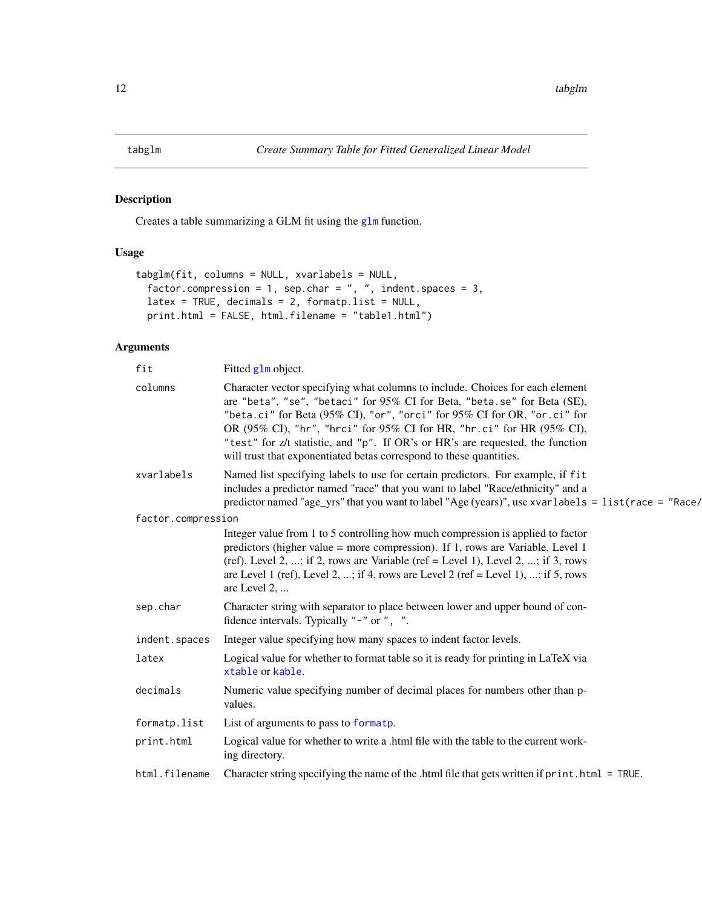## tabglm — Create Summary Table for Fitted Generalized Linear Model

### Description

Creates a table summarizing a GLM fit using the `glm` function.

### Usage

```
tabglm(fit, columns = NULL, xvarlabels = NULL,
  factor.compression = 1, sep.char = ", ", indent.spaces = 3,
  latex = TRUE, decimals = 2, formatp.list = NULL,
  print.html = FALSE, html.filename = "table1.html")
```

### Arguments

`fit`
: Fitted `glm` object.

`columns`
: Character vector specifying what columns to include. Choices for each element are `"beta"`, `"se"`, `"betaci"` for 95% CI for Beta, `"beta.se"` for Beta (SE), `"beta.ci"` for Beta (95% CI), `"or"`, `"orci"` for 95% CI for OR, `"or.ci"` for OR (95% CI), `"hr"`, `"hrci"` for 95% CI for HR, `"hr.ci"` for HR (95% CI), `"test"` for z/t statistic, and `"p"`. If OR's or HR's are requested, the function will trust that exponentiated betas correspond to these quantities.

`xvarlabels`
: Named list specifying labels to use for certain predictors. For example, if `fit` includes a predictor named "race" that you want to label "Race/ethnicity" and a predictor named "age_yrs" that you want to label "Age (years)", use `xvarlabels = list(race = "Race/`

`factor.compression`
: Integer value from 1 to 5 controlling how much compression is applied to factor predictors (higher value = more compression). If 1, rows are Variable, Level 1 (ref), Level 2, ...; if 2, rows are Variable (ref = Level 1), Level 2, ...; if 3, rows are Level 1 (ref), Level 2, ...; if 4, rows are Level 2 (ref = Level 1), ...; if 5, rows are Level 2, ...

`sep.char`
: Character string with separator to place between lower and upper bound of confidence intervals. Typically `"-"` or `", "`.

`indent.spaces`
: Integer value specifying how many spaces to indent factor levels.

`latex`
: Logical value for whether to format table so it is ready for printing in LaTeX via `xtable` or `kable`.

`decimals`
: Numeric value specifying number of decimal places for numbers other than p-values.

`formatp.list`
: List of arguments to pass to `formatp`.

`print.html`
: Logical value for whether to write a .html file with the table to the current working directory.

`html.filename`
: Character string specifying the name of the .html file that gets written if `print.html = TRUE`.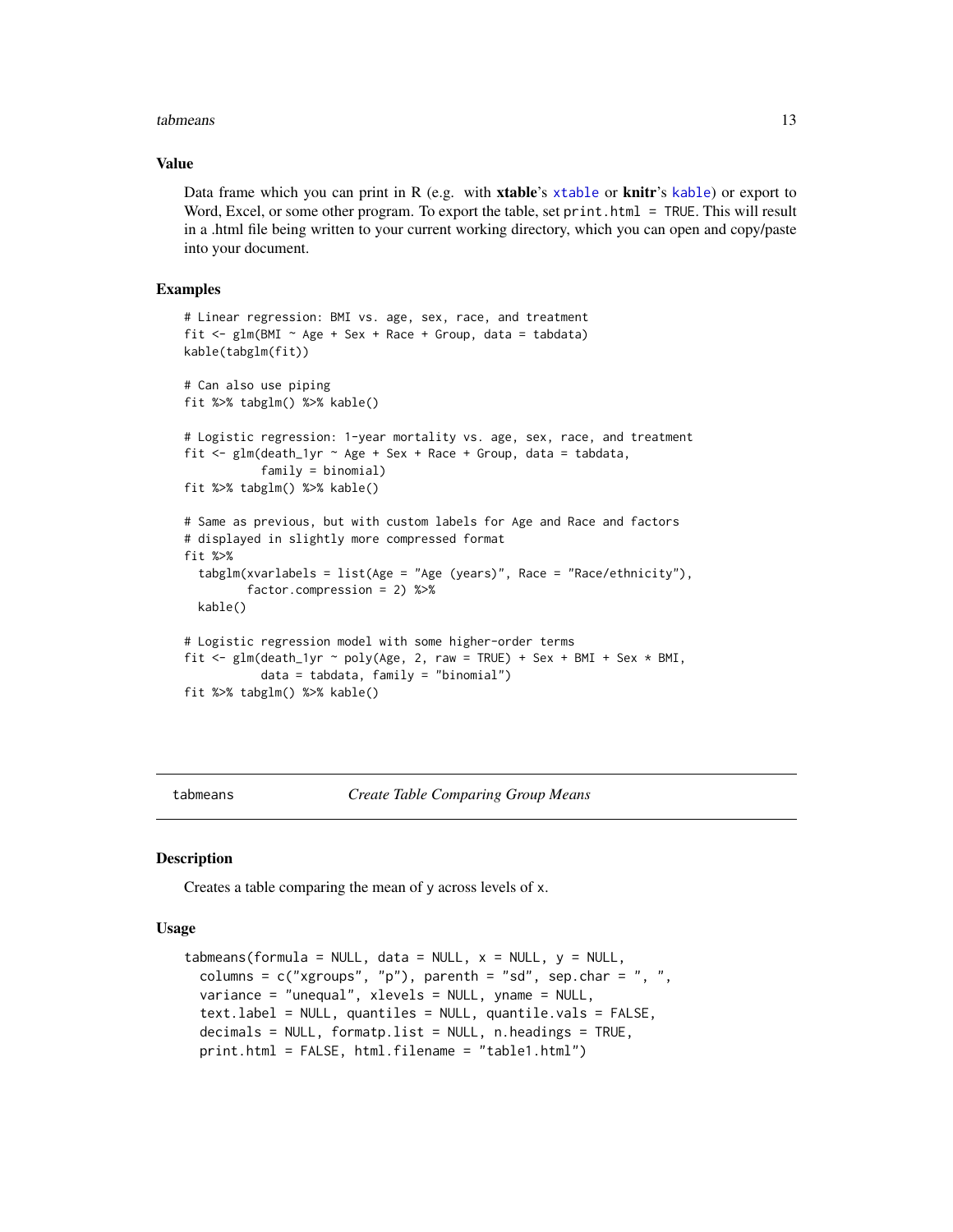## Value

Data frame which you can print in R (e.g. with **xtable**'s `xtable` or **knitr**'s `kable`) or export to Word, Excel, or some other program. To export the table, set `print.html = TRUE`. This will result in a .html file being written to your current working directory, which you can open and copy/paste into your document.

## Examples

```
# Linear regression: BMI vs. age, sex, race, and treatment
fit <- glm(BMI ~ Age + Sex + Race + Group, data = tabdata)
kable(tabglm(fit))

# Can also use piping
fit %>% tabglm() %>% kable()

# Logistic regression: 1-year mortality vs. age, sex, race, and treatment
fit <- glm(death_1yr ~ Age + Sex + Race + Group, data = tabdata,
           family = binomial)
fit %>% tabglm() %>% kable()

# Same as previous, but with custom labels for Age and Race and factors
# displayed in slightly more compressed format
fit %>%
  tabglm(xvarlabels = list(Age = "Age (years)", Race = "Race/ethnicity"),
         factor.compression = 2) %>%
  kable()

# Logistic regression model with some higher-order terms
fit <- glm(death_1yr ~ poly(Age, 2, raw = TRUE) + Sex + BMI + Sex * BMI,
           data = tabdata, family = "binomial")
fit %>% tabglm() %>% kable()
```

---

# tabmeans — *Create Table Comparing Group Means*

---

## Description

Creates a table comparing the mean of `y` across levels of `x`.

## Usage

```
tabmeans(formula = NULL, data = NULL, x = NULL, y = NULL,
  columns = c("xgroups", "p"), parenth = "sd", sep.char = ", ",
  variance = "unequal", xlevels = NULL, yname = NULL,
  text.label = NULL, quantiles = NULL, quantile.vals = FALSE,
  decimals = NULL, formatp.list = NULL, n.headings = TRUE,
  print.html = FALSE, html.filename = "table1.html")
```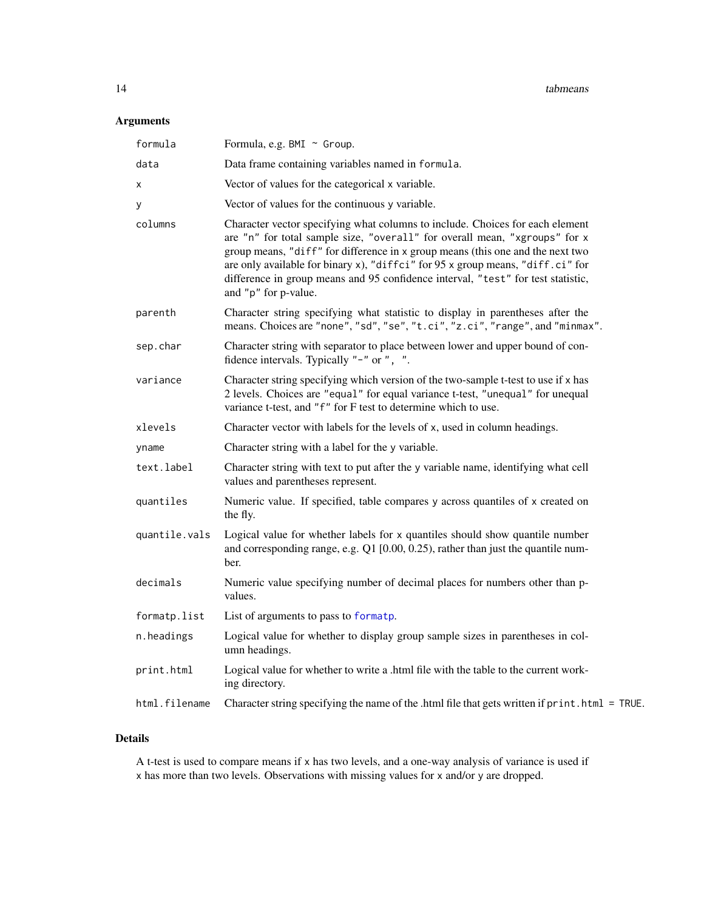## Arguments

| | |
|---|---|
| `formula` | Formula, e.g. `BMI ~ Group`. |
| `data` | Data frame containing variables named in `formula`. |
| `x` | Vector of values for the categorical `x` variable. |
| `y` | Vector of values for the continuous `y` variable. |
| `columns` | Character vector specifying what columns to include. Choices for each element are `"n"` for total sample size, `"overall"` for overall mean, `"xgroups"` for `x` group means, `"diff"` for difference in `x` group means (this one and the next two are only available for binary `x`), `"diffci"` for 95 `x` group means, `"diff.ci"` for difference in group means and 95 confidence interval, `"test"` for test statistic, and `"p"` for p-value. |
| `parenth` | Character string specifying what statistic to display in parentheses after the means. Choices are `"none"`, `"sd"`, `"se"`, `"t.ci"`, `"z.ci"`, `"range"`, and `"minmax"`. |
| `sep.char` | Character string with separator to place between lower and upper bound of confidence intervals. Typically `"-"` or `", "`. |
| `variance` | Character string specifying which version of the two-sample t-test to use if `x` has 2 levels. Choices are `"equal"` for equal variance t-test, `"unequal"` for unequal variance t-test, and `"f"` for F test to determine which to use. |
| `xlevels` | Character vector with labels for the levels of `x`, used in column headings. |
| `yname` | Character string with a label for the `y` variable. |
| `text.label` | Character string with text to put after the `y` variable name, identifying what cell values and parentheses represent. |
| `quantiles` | Numeric value. If specified, table compares `y` across quantiles of `x` created on the fly. |
| `quantile.vals` | Logical value for whether labels for `x` quantiles should show quantile number and corresponding range, e.g. Q1 [0.00, 0.25), rather than just the quantile number. |
| `decimals` | Numeric value specifying number of decimal places for numbers other than p-values. |
| `formatp.list` | List of arguments to pass to `formatp`. |
| `n.headings` | Logical value for whether to display group sample sizes in parentheses in column headings. |
| `print.html` | Logical value for whether to write a .html file with the table to the current working directory. |
| `html.filename` | Character string specifying the name of the .html file that gets written if `print.html = TRUE`. |

## Details

A t-test is used to compare means if `x` has two levels, and a one-way analysis of variance is used if `x` has more than two levels. Observations with missing values for `x` and/or `y` are dropped.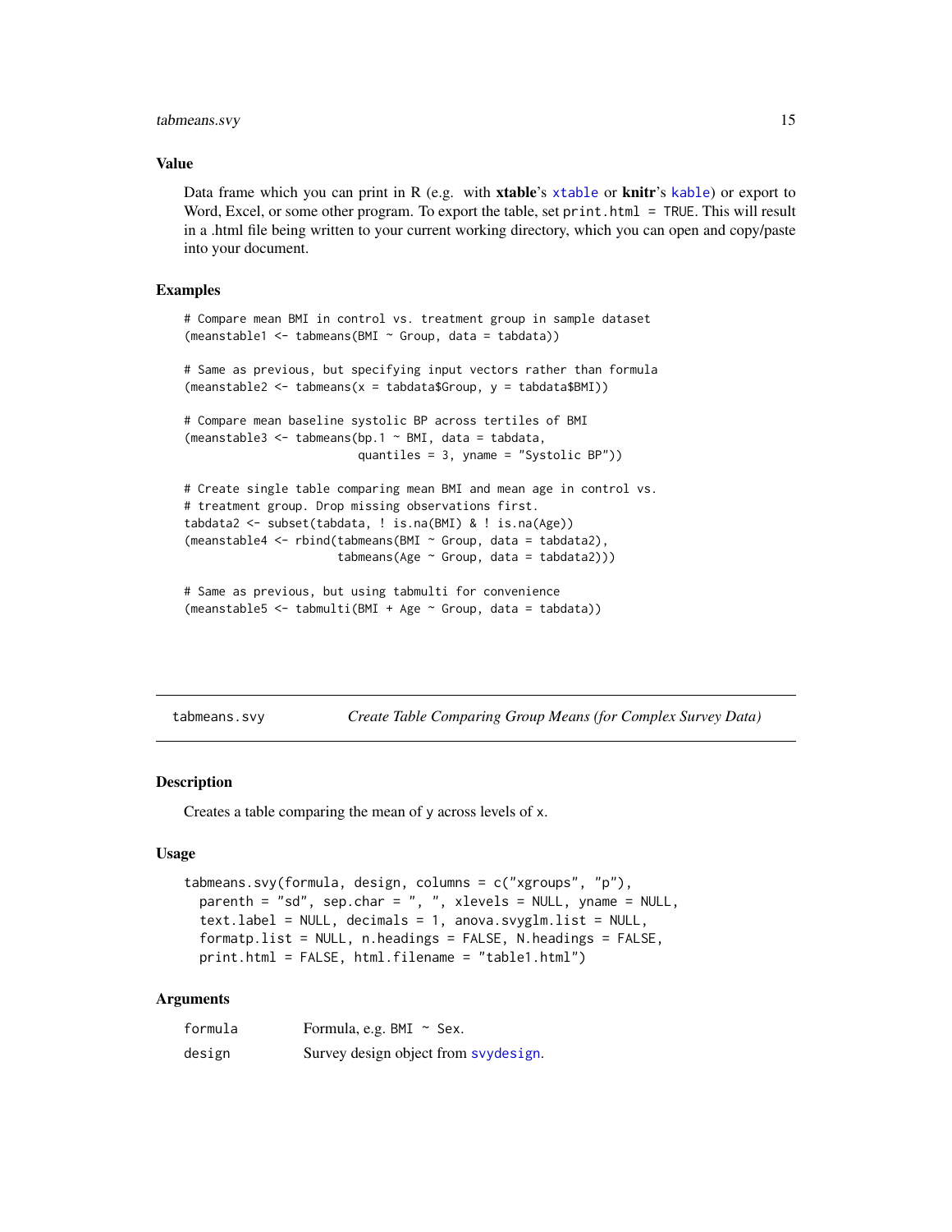## Value

Data frame which you can print in R (e.g. with **xtable**'s `xtable` or **knitr**'s `kable`) or export to Word, Excel, or some other program. To export the table, set `print.html = TRUE`. This will result in a .html file being written to your current working directory, which you can open and copy/paste into your document.

## Examples

```
# Compare mean BMI in control vs. treatment group in sample dataset
(meanstable1 <- tabmeans(BMI ~ Group, data = tabdata))

# Same as previous, but specifying input vectors rather than formula
(meanstable2 <- tabmeans(x = tabdata$Group, y = tabdata$BMI))

# Compare mean baseline systolic BP across tertiles of BMI
(meanstable3 <- tabmeans(bp.1 ~ BMI, data = tabdata,
                         quantiles = 3, yname = "Systolic BP"))

# Create single table comparing mean BMI and mean age in control vs.
# treatment group. Drop missing observations first.
tabdata2 <- subset(tabdata, ! is.na(BMI) & ! is.na(Age))
(meanstable4 <- rbind(tabmeans(BMI ~ Group, data = tabdata2),
                      tabmeans(Age ~ Group, data = tabdata2)))

# Same as previous, but using tabmulti for convenience
(meanstable5 <- tabmulti(BMI + Age ~ Group, data = tabdata))
```

---

# tabmeans.svy — *Create Table Comparing Group Means (for Complex Survey Data)*

## Description

Creates a table comparing the mean of y across levels of x.

## Usage

```
tabmeans.svy(formula, design, columns = c("xgroups", "p"),
  parenth = "sd", sep.char = ", ", xlevels = NULL, yname = NULL,
  text.label = NULL, decimals = 1, anova.svyglm.list = NULL,
  formatp.list = NULL, n.headings = FALSE, N.headings = FALSE,
  print.html = FALSE, html.filename = "table1.html")
```

## Arguments

| | |
|---|---|
| `formula` | Formula, e.g. `BMI ~ Sex`. |
| `design` | Survey design object from `svydesign`. |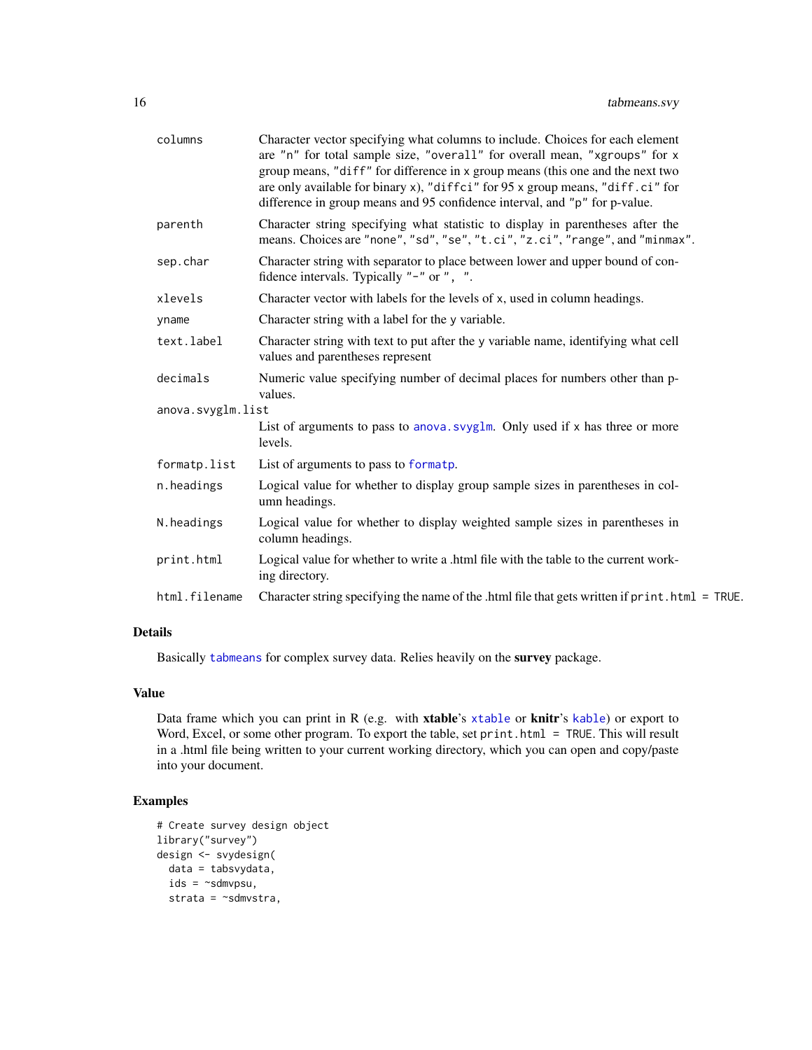| | |
|---|---|
| columns | Character vector specifying what columns to include. Choices for each element are "n" for total sample size, "overall" for overall mean, "xgroups" for x group means, "diff" for difference in x group means (this one and the next two are only available for binary x), "diffci" for 95 x group means, "diff.ci" for difference in group means and 95 confidence interval, and "p" for p-value. |
| parenth | Character string specifying what statistic to display in parentheses after the means. Choices are "none", "sd", "se", "t.ci", "z.ci", "range", and "minmax". |
| sep.char | Character string with separator to place between lower and upper bound of confidence intervals. Typically "-" or ", ". |
| xlevels | Character vector with labels for the levels of x, used in column headings. |
| yname | Character string with a label for the y variable. |
| text.label | Character string with text to put after the y variable name, identifying what cell values and parentheses represent |
| decimals | Numeric value specifying number of decimal places for numbers other than p-values. |
| anova.svyglm.list | List of arguments to pass to anova.svyglm. Only used if x has three or more levels. |
| formatp.list | List of arguments to pass to formatp. |
| n.headings | Logical value for whether to display group sample sizes in parentheses in column headings. |
| N.headings | Logical value for whether to display weighted sample sizes in parentheses in column headings. |
| print.html | Logical value for whether to write a .html file with the table to the current working directory. |
| html.filename | Character string specifying the name of the .html file that gets written if print.html = TRUE. |

## Details

Basically tabmeans for complex survey data. Relies heavily on the **survey** package.

## Value

Data frame which you can print in R (e.g. with **xtable**'s xtable or **knitr**'s kable) or export to Word, Excel, or some other program. To export the table, set print.html = TRUE. This will result in a .html file being written to your current working directory, which you can open and copy/paste into your document.

## Examples

```
# Create survey design object
library("survey")
design <- svydesign(
  data = tabsvydata,
  ids = ~sdmvpsu,
  strata = ~sdmvstra,
```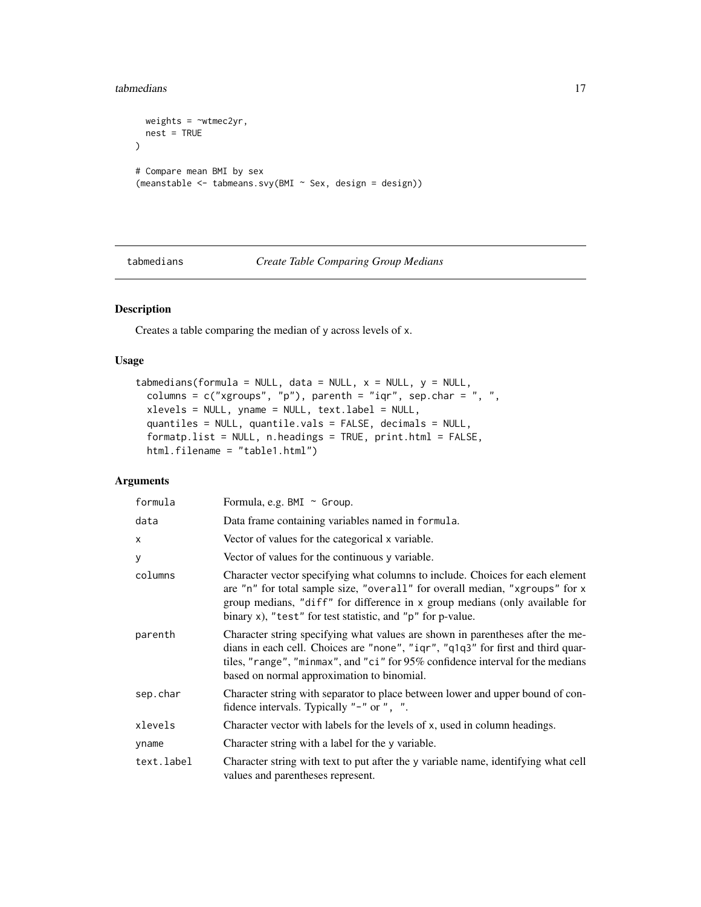```
  weights = ~wtmec2yr,
  nest = TRUE
)

# Compare mean BMI by sex
(meanstable <- tabmeans.svy(BMI ~ Sex, design = design))
```

---

## tabmedians *Create Table Comparing Group Medians*

### Description

Creates a table comparing the median of y across levels of x.

### Usage

```
tabmedians(formula = NULL, data = NULL, x = NULL, y = NULL,
  columns = c("xgroups", "p"), parenth = "iqr", sep.char = ", ",
  xlevels = NULL, yname = NULL, text.label = NULL,
  quantiles = NULL, quantile.vals = FALSE, decimals = NULL,
  formatp.list = NULL, n.headings = TRUE, print.html = FALSE,
  html.filename = "table1.html")
```

### Arguments

| | |
|---|---|
| formula | Formula, e.g. BMI ~ Group. |
| data | Data frame containing variables named in formula. |
| x | Vector of values for the categorical x variable. |
| y | Vector of values for the continuous y variable. |
| columns | Character vector specifying what columns to include. Choices for each element are "n" for total sample size, "overall" for overall median, "xgroups" for x group medians, "diff" for difference in x group medians (only available for binary x), "test" for test statistic, and "p" for p-value. |
| parenth | Character string specifying what values are shown in parentheses after the medians in each cell. Choices are "none", "iqr", "q1q3" for first and third quartiles, "range", "minmax", and "ci" for 95% confidence interval for the medians based on normal approximation to binomial. |
| sep.char | Character string with separator to place between lower and upper bound of confidence intervals. Typically "-" or ", ". |
| xlevels | Character vector with labels for the levels of x, used in column headings. |
| yname | Character string with a label for the y variable. |
| text.label | Character string with text to put after the y variable name, identifying what cell values and parentheses represent. |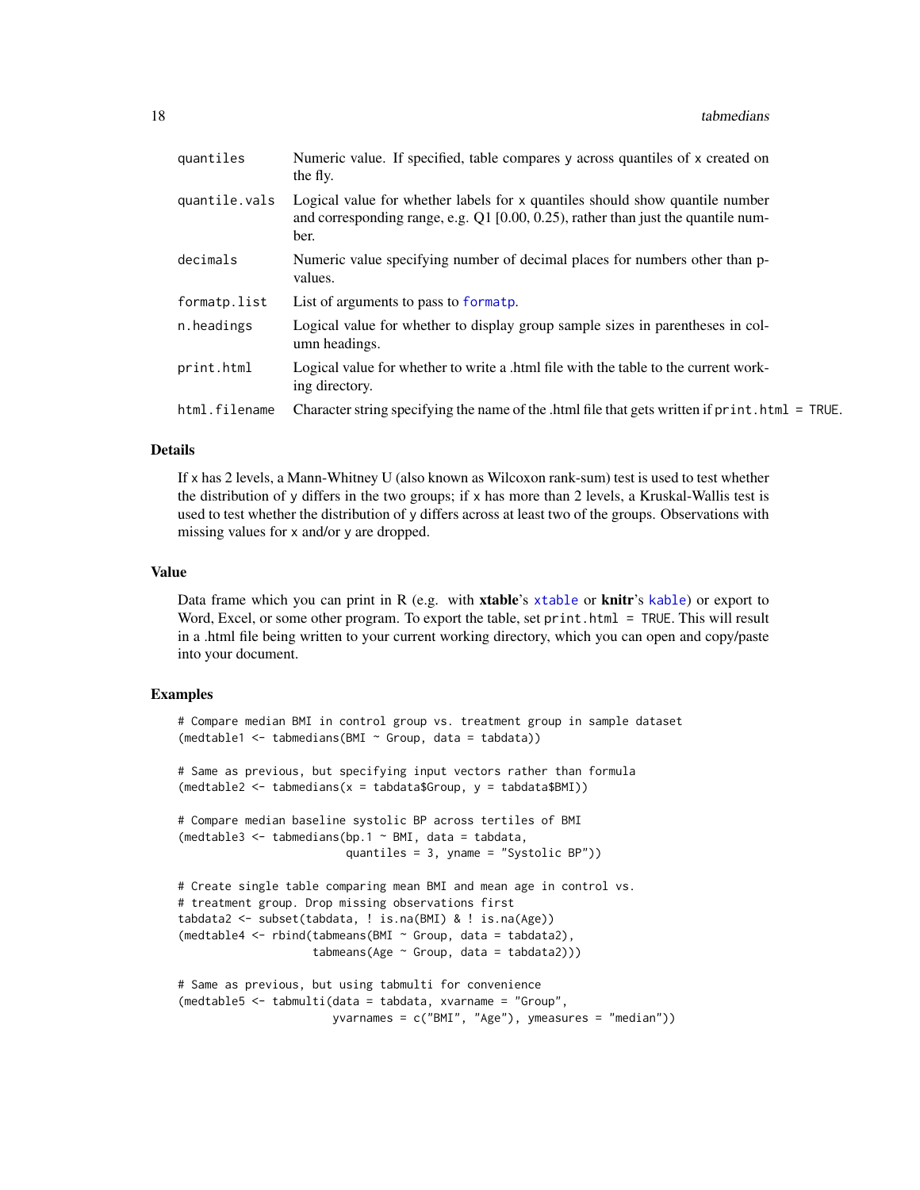| | |
|---|---|
| quantiles | Numeric value. If specified, table compares y across quantiles of x created on the fly. |
| quantile.vals | Logical value for whether labels for x quantiles should show quantile number and corresponding range, e.g. Q1 [0.00, 0.25), rather than just the quantile number. |
| decimals | Numeric value specifying number of decimal places for numbers other than p-values. |
| formatp.list | List of arguments to pass to formatp. |
| n.headings | Logical value for whether to display group sample sizes in parentheses in column headings. |
| print.html | Logical value for whether to write a .html file with the table to the current working directory. |
| html.filename | Character string specifying the name of the .html file that gets written if print.html = TRUE. |

## Details

If x has 2 levels, a Mann-Whitney U (also known as Wilcoxon rank-sum) test is used to test whether the distribution of y differs in the two groups; if x has more than 2 levels, a Kruskal-Wallis test is used to test whether the distribution of y differs across at least two of the groups. Observations with missing values for x and/or y are dropped.

## Value

Data frame which you can print in R (e.g. with **xtable**'s xtable or **knitr**'s kable) or export to Word, Excel, or some other program. To export the table, set print.html = TRUE. This will result in a .html file being written to your current working directory, which you can open and copy/paste into your document.

## Examples

```
# Compare median BMI in control group vs. treatment group in sample dataset
(medtable1 <- tabmedians(BMI ~ Group, data = tabdata))

# Same as previous, but specifying input vectors rather than formula
(medtable2 <- tabmedians(x = tabdata$Group, y = tabdata$BMI))

# Compare median baseline systolic BP across tertiles of BMI
(medtable3 <- tabmedians(bp.1 ~ BMI, data = tabdata,
                         quantiles = 3, yname = "Systolic BP"))

# Create single table comparing mean BMI and mean age in control vs.
# treatment group. Drop missing observations first
tabdata2 <- subset(tabdata, ! is.na(BMI) & ! is.na(Age))
(medtable4 <- rbind(tabmeans(BMI ~ Group, data = tabdata2),
                    tabmeans(Age ~ Group, data = tabdata2)))

# Same as previous, but using tabmulti for convenience
(medtable5 <- tabmulti(data = tabdata, xvarname = "Group",
                       yvarnames = c("BMI", "Age"), ymeasures = "median"))
```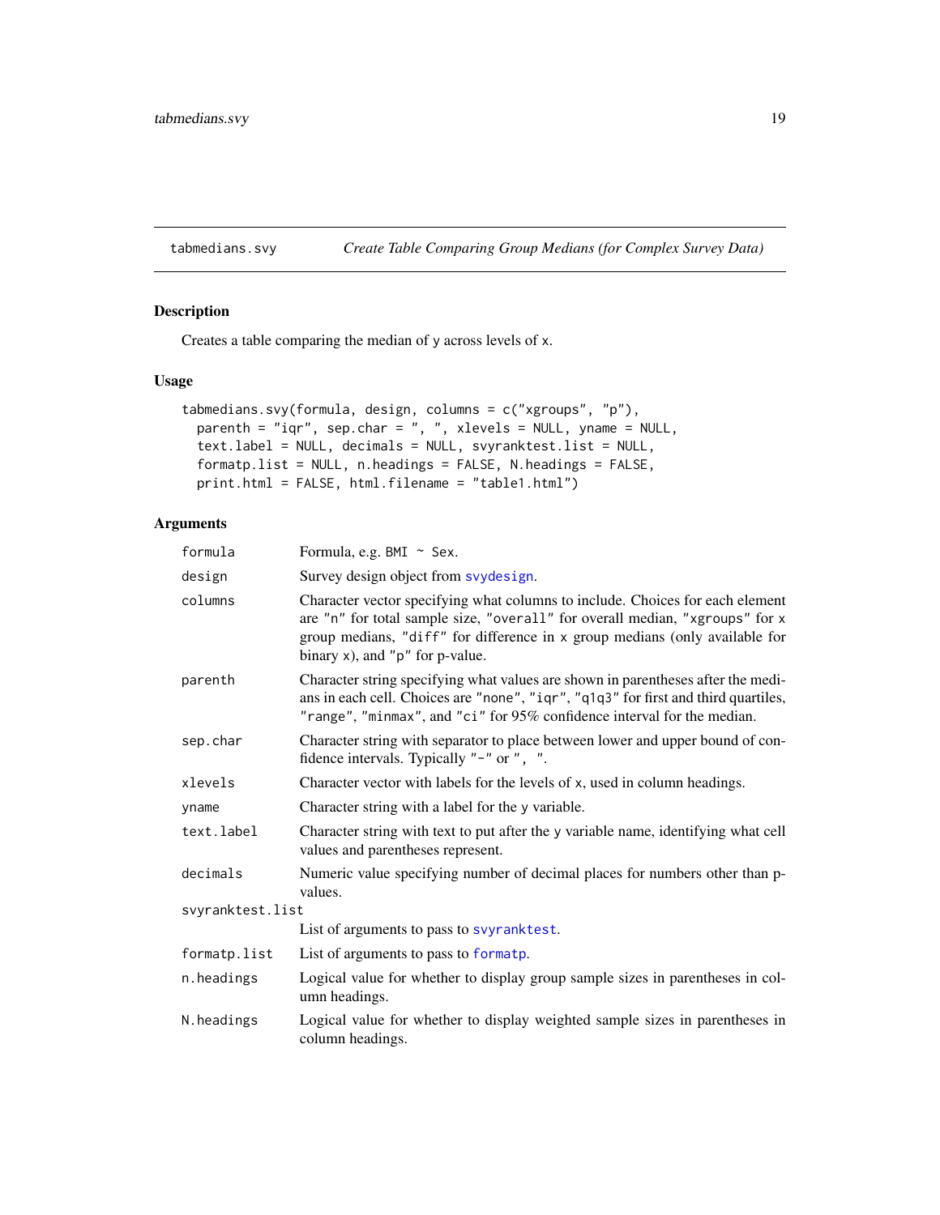## tabmedians.svy — *Create Table Comparing Group Medians (for Complex Survey Data)*

### Description

Creates a table comparing the median of y across levels of x.

### Usage

```
tabmedians.svy(formula, design, columns = c("xgroups", "p"),
  parenth = "iqr", sep.char = ", ", xlevels = NULL, yname = NULL,
  text.label = NULL, decimals = NULL, svyranktest.list = NULL,
  formatp.list = NULL, n.headings = FALSE, N.headings = FALSE,
  print.html = FALSE, html.filename = "table1.html")
```

### Arguments

| Argument | Description |
|---|---|
| formula | Formula, e.g. BMI ~ Sex. |
| design | Survey design object from svydesign. |
| columns | Character vector specifying what columns to include. Choices for each element are "n" for total sample size, "overall" for overall median, "xgroups" for x group medians, "diff" for difference in x group medians (only available for binary x), and "p" for p-value. |
| parenth | Character string specifying what values are shown in parentheses after the medians in each cell. Choices are "none", "iqr", "q1q3" for first and third quartiles, "range", "minmax", and "ci" for 95% confidence interval for the median. |
| sep.char | Character string with separator to place between lower and upper bound of confidence intervals. Typically "-" or ", ". |
| xlevels | Character vector with labels for the levels of x, used in column headings. |
| yname | Character string with a label for the y variable. |
| text.label | Character string with text to put after the y variable name, identifying what cell values and parentheses represent. |
| decimals | Numeric value specifying number of decimal places for numbers other than p-values. |
| svyranktest.list | List of arguments to pass to svyranktest. |
| formatp.list | List of arguments to pass to formatp. |
| n.headings | Logical value for whether to display group sample sizes in parentheses in column headings. |
| N.headings | Logical value for whether to display weighted sample sizes in parentheses in column headings. |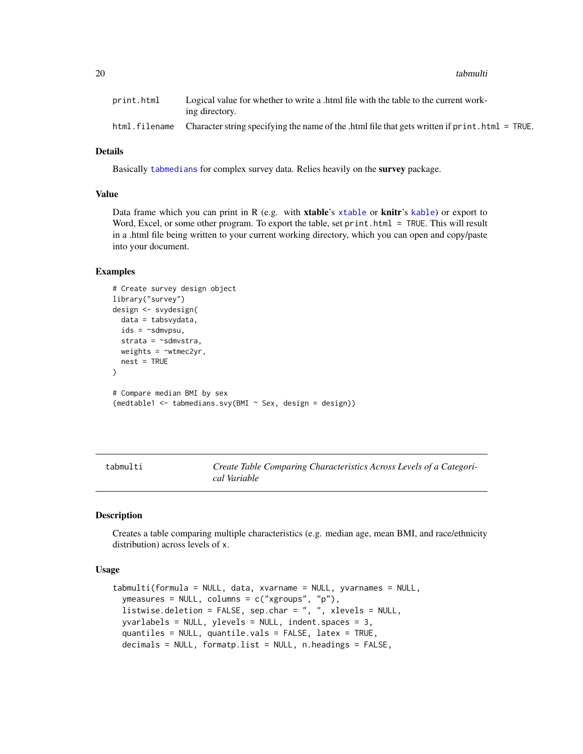| | |
|---|---|
| `print.html` | Logical value for whether to write a .html file with the table to the current working directory. |
| `html.filename` | Character string specifying the name of the .html file that gets written if `print.html = TRUE`. |

### Details

Basically `tabmedians` for complex survey data. Relies heavily on the **survey** package.

### Value

Data frame which you can print in R (e.g. with **xtable**'s `xtable` or **knitr**'s `kable`) or export to Word, Excel, or some other program. To export the table, set `print.html = TRUE`. This will result in a .html file being written to your current working directory, which you can open and copy/paste into your document.

### Examples

```
# Create survey design object
library("survey")
design <- svydesign(
  data = tabsvydata,
  ids = ~sdmvpsu,
  strata = ~sdmvstra,
  weights = ~wtmec2yr,
  nest = TRUE
)

# Compare median BMI by sex
(medtable1 <- tabmedians.svy(BMI ~ Sex, design = design))
```

---

## tabmulti — *Create Table Comparing Characteristics Across Levels of a Categorical Variable*

### Description

Creates a table comparing multiple characteristics (e.g. median age, mean BMI, and race/ethnicity distribution) across levels of x.

### Usage

```
tabmulti(formula = NULL, data, xvarname = NULL, yvarnames = NULL,
  ymeasures = NULL, columns = c("xgroups", "p"),
  listwise.deletion = FALSE, sep.char = ", ", xlevels = NULL,
  yvarlabels = NULL, ylevels = NULL, indent.spaces = 3,
  quantiles = NULL, quantile.vals = FALSE, latex = TRUE,
  decimals = NULL, formatp.list = NULL, n.headings = FALSE,
```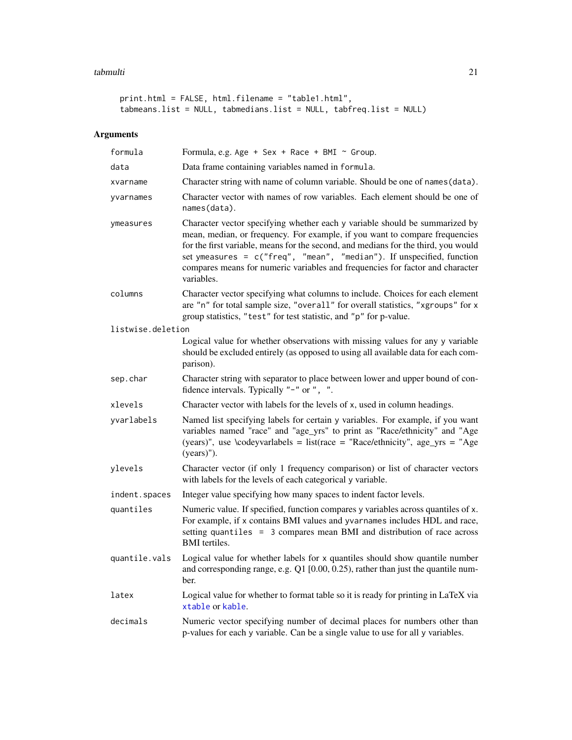```
print.html = FALSE, html.filename = "table1.html",
tabmeans.list = NULL, tabmedians.list = NULL, tabfreq.list = NULL)
```

## Arguments

| | |
|---|---|
| `formula` | Formula, e.g. `Age + Sex + Race + BMI ~ Group`. |
| `data` | Data frame containing variables named in `formula`. |
| `xvarname` | Character string with name of column variable. Should be one of `names(data)`. |
| `yvarnames` | Character vector with names of row variables. Each element should be one of `names(data)`. |
| `ymeasures` | Character vector specifying whether each y variable should be summarized by mean, median, or frequency. For example, if you want to compare frequencies for the first variable, means for the second, and medians for the third, you would set `ymeasures = c("freq", "mean", "median")`. If unspecified, function compares means for numeric variables and frequencies for factor and character variables. |
| `columns` | Character vector specifying what columns to include. Choices for each element are `"n"` for total sample size, `"overall"` for overall statistics, `"xgroups"` for x group statistics, `"test"` for test statistic, and `"p"` for p-value. |
| `listwise.deletion` | Logical value for whether observations with missing values for any y variable should be excluded entirely (as opposed to using all available data for each comparison). |
| `sep.char` | Character string with separator to place between lower and upper bound of confidence intervals. Typically `"-"` or `", "`. |
| `xlevels` | Character vector with labels for the levels of x, used in column headings. |
| `yvarlabels` | Named list specifying labels for certain y variables. For example, if you want variables named "race" and "age_yrs" to print as "Race/ethnicity" and "Age (years)", use \codeyvarlabels = list(race = "Race/ethnicity", age_yrs = "Age (years)"). |
| `ylevels` | Character vector (if only 1 frequency comparison) or list of character vectors with labels for the levels of each categorical y variable. |
| `indent.spaces` | Integer value specifying how many spaces to indent factor levels. |
| `quantiles` | Numeric value. If specified, function compares y variables across quantiles of x. For example, if x contains BMI values and `yvarnames` includes HDL and race, setting `quantiles = 3` compares mean BMI and distribution of race across BMI tertiles. |
| `quantile.vals` | Logical value for whether labels for x quantiles should show quantile number and corresponding range, e.g. Q1 [0.00, 0.25), rather than just the quantile number. |
| `latex` | Logical value for whether to format table so it is ready for printing in LaTeX via `xtable` or `kable`. |
| `decimals` | Numeric vector specifying number of decimal places for numbers other than p-values for each y variable. Can be a single value to use for all y variables. |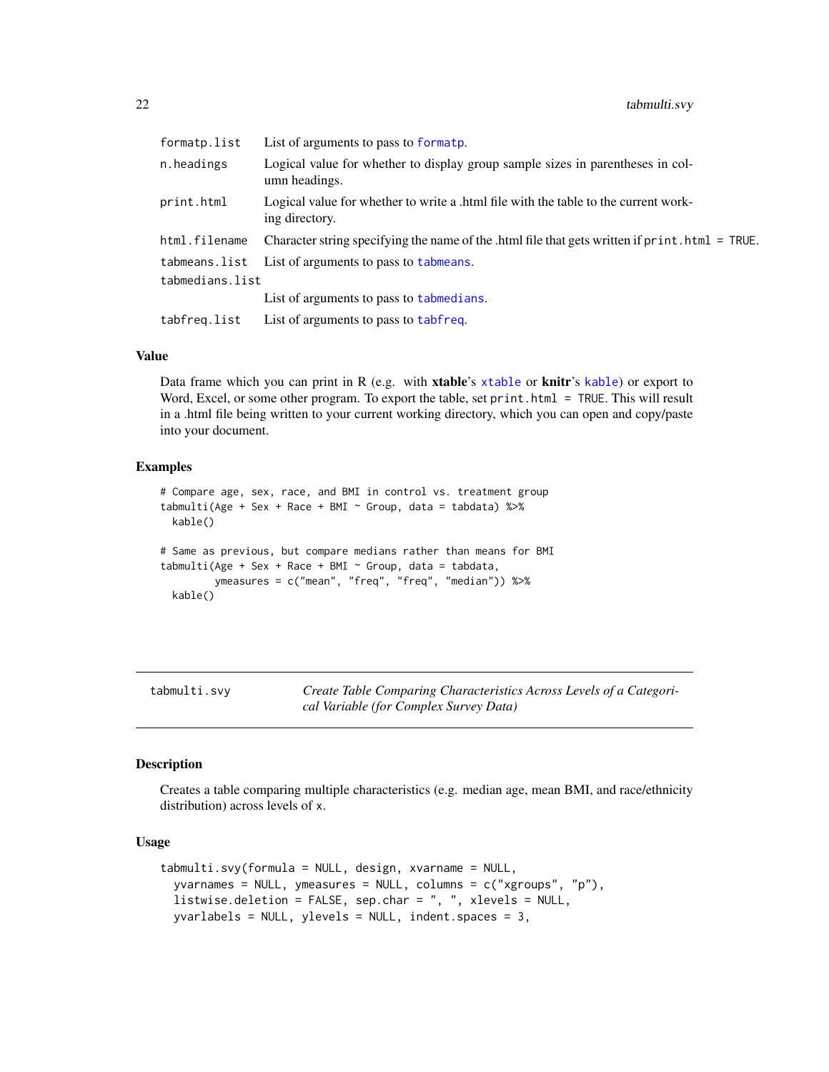| | |
|---|---|
| formatp.list | List of arguments to pass to formatp. |
| n.headings | Logical value for whether to display group sample sizes in parentheses in column headings. |
| print.html | Logical value for whether to write a .html file with the table to the current working directory. |
| html.filename | Character string specifying the name of the .html file that gets written if print.html = TRUE. |
| tabmeans.list | List of arguments to pass to tabmeans. |
| tabmedians.list | List of arguments to pass to tabmedians. |
| tabfreq.list | List of arguments to pass to tabfreq. |

## Value

Data frame which you can print in R (e.g. with **xtable**'s xtable or **knitr**'s kable) or export to Word, Excel, or some other program. To export the table, set print.html = TRUE. This will result in a .html file being written to your current working directory, which you can open and copy/paste into your document.

## Examples

```
# Compare age, sex, race, and BMI in control vs. treatment group
tabmulti(Age + Sex + Race + BMI ~ Group, data = tabdata) %>%
  kable()

# Same as previous, but compare medians rather than means for BMI
tabmulti(Age + Sex + Race + BMI ~ Group, data = tabdata,
         ymeasures = c("mean", "freq", "freq", "median")) %>%
  kable()
```

---

# tabmulti.svy — *Create Table Comparing Characteristics Across Levels of a Categorical Variable (for Complex Survey Data)*

## Description

Creates a table comparing multiple characteristics (e.g. median age, mean BMI, and race/ethnicity distribution) across levels of x.

## Usage

```
tabmulti.svy(formula = NULL, design, xvarname = NULL,
  yvarnames = NULL, ymeasures = NULL, columns = c("xgroups", "p"),
  listwise.deletion = FALSE, sep.char = ", ", xlevels = NULL,
  yvarlabels = NULL, ylevels = NULL, indent.spaces = 3,
```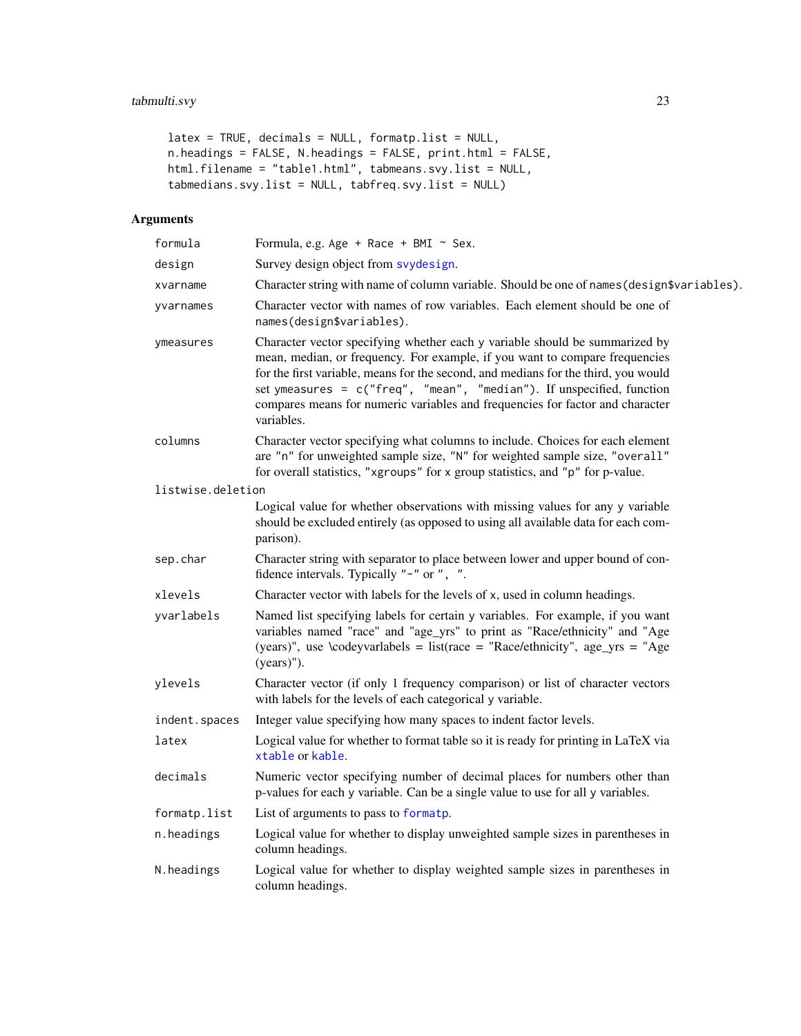```
latex = TRUE, decimals = NULL, formatp.list = NULL,
n.headings = FALSE, N.headings = FALSE, print.html = FALSE,
html.filename = "table1.html", tabmeans.svy.list = NULL,
tabmedians.svy.list = NULL, tabfreq.svy.list = NULL)
```

## Arguments

| | |
|---|---|
| `formula` | Formula, e.g. `Age + Race + BMI ~ Sex`. |
| `design` | Survey design object from `svydesign`. |
| `xvarname` | Character string with name of column variable. Should be one of `names(design$variables)`. |
| `yvarnames` | Character vector with names of row variables. Each element should be one of `names(design$variables)`. |
| `ymeasures` | Character vector specifying whether each `y` variable should be summarized by mean, median, or frequency. For example, if you want to compare frequencies for the first variable, means for the second, and medians for the third, you would set `ymeasures = c("freq", "mean", "median")`. If unspecified, function compares means for numeric variables and frequencies for factor and character variables. |
| `columns` | Character vector specifying what columns to include. Choices for each element are `"n"` for unweighted sample size, `"N"` for weighted sample size, `"overall"` for overall statistics, `"xgroups"` for `x` group statistics, and `"p"` for p-value. |
| `listwise.deletion` | Logical value for whether observations with missing values for any `y` variable should be excluded entirely (as opposed to using all available data for each comparison). |
| `sep.char` | Character string with separator to place between lower and upper bound of confidence intervals. Typically `"-"` or `", "`. |
| `xlevels` | Character vector with labels for the levels of `x`, used in column headings. |
| `yvarlabels` | Named list specifying labels for certain `y` variables. For example, if you want variables named "race" and "age_yrs" to print as "Race/ethnicity" and "Age (years)", use \codeyvarlabels = list(race = "Race/ethnicity", age_yrs = "Age (years)"). |
| `ylevels` | Character vector (if only 1 frequency comparison) or list of character vectors with labels for the levels of each categorical `y` variable. |
| `indent.spaces` | Integer value specifying how many spaces to indent factor levels. |
| `latex` | Logical value for whether to format table so it is ready for printing in LaTeX via `xtable` or `kable`. |
| `decimals` | Numeric vector specifying number of decimal places for numbers other than p-values for each `y` variable. Can be a single value to use for all `y` variables. |
| `formatp.list` | List of arguments to pass to `formatp`. |
| `n.headings` | Logical value for whether to display unweighted sample sizes in parentheses in column headings. |
| `N.headings` | Logical value for whether to display weighted sample sizes in parentheses in column headings. |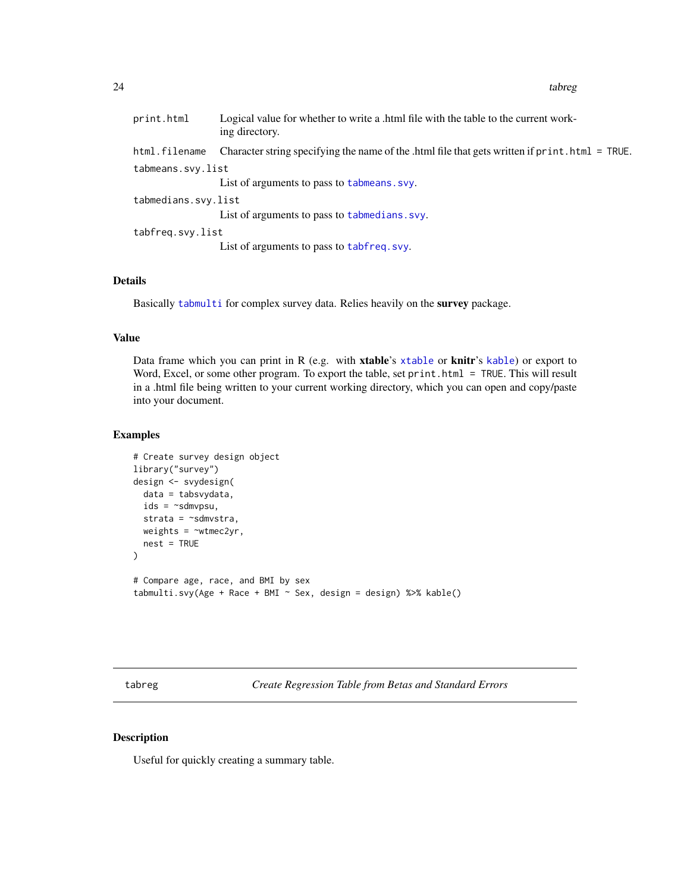`print.html` Logical value for whether to write a .html file with the table to the current working directory.

`html.filename` Character string specifying the name of the .html file that gets written if `print.html = TRUE`.

`tabmeans.svy.list`
List of arguments to pass to `tabmeans.svy`.

`tabmedians.svy.list`
List of arguments to pass to `tabmedians.svy`.

`tabfreq.svy.list`
List of arguments to pass to `tabfreq.svy`.

## Details

Basically `tabmulti` for complex survey data. Relies heavily on the **survey** package.

## Value

Data frame which you can print in R (e.g. with **xtable**'s `xtable` or **knitr**'s `kable`) or export to Word, Excel, or some other program. To export the table, set `print.html = TRUE`. This will result in a .html file being written to your current working directory, which you can open and copy/paste into your document.

## Examples

```
# Create survey design object
library("survey")
design <- svydesign(
  data = tabsvydata,
  ids = ~sdmvpsu,
  strata = ~sdmvstra,
  weights = ~wtmec2yr,
  nest = TRUE
)

# Compare age, race, and BMI by sex
tabmulti.svy(Age + Race + BMI ~ Sex, design = design) %>% kable()
```

---

# tabreg *Create Regression Table from Betas and Standard Errors*

## Description

Useful for quickly creating a summary table.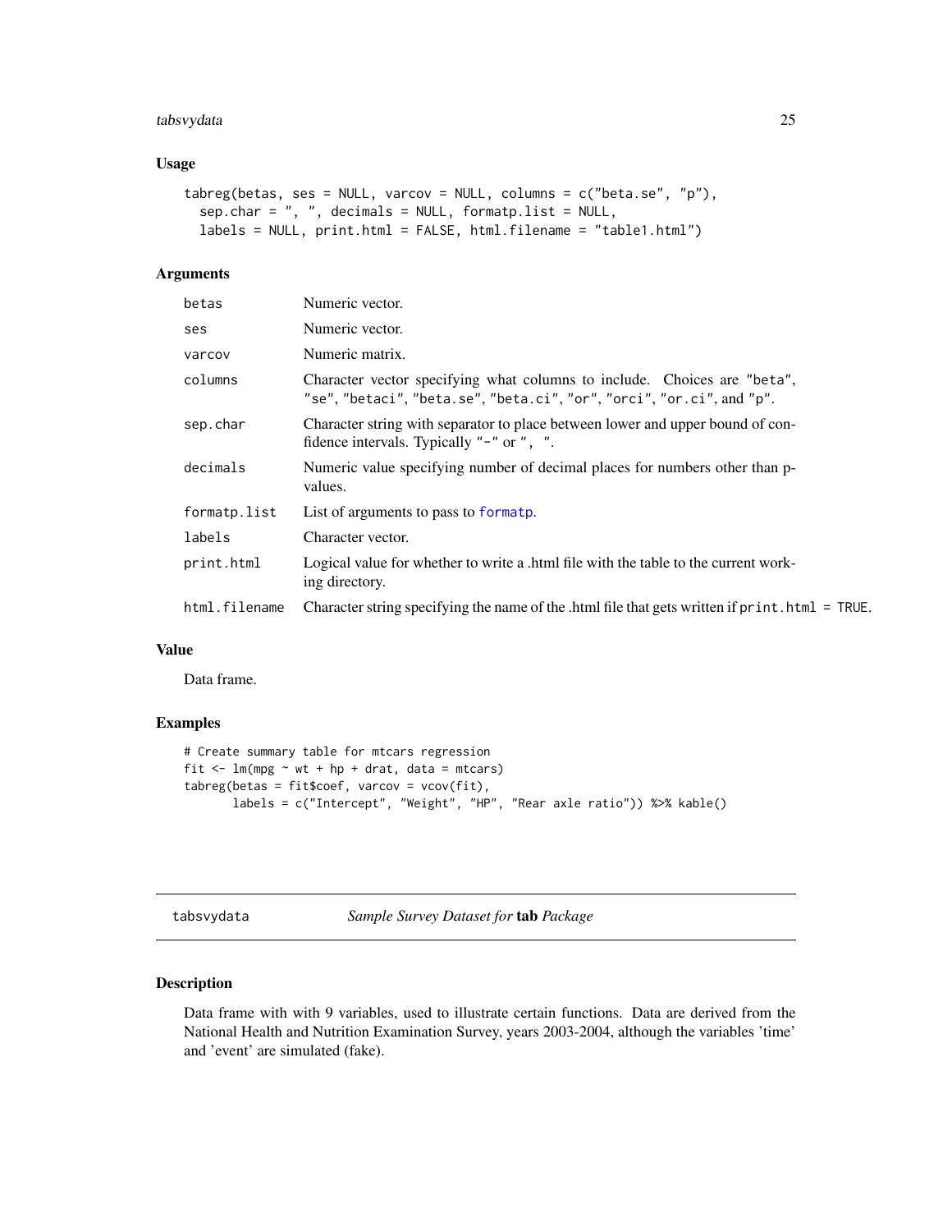## Usage

```
tabreg(betas, ses = NULL, varcov = NULL, columns = c("beta.se", "p"),
  sep.char = ", ", decimals = NULL, formatp.list = NULL,
  labels = NULL, print.html = FALSE, html.filename = "table1.html")
```

## Arguments

| | |
|---|---|
| betas | Numeric vector. |
| ses | Numeric vector. |
| varcov | Numeric matrix. |
| columns | Character vector specifying what columns to include. Choices are "beta", "se", "betaci", "beta.se", "beta.ci", "or", "orci", "or.ci", and "p". |
| sep.char | Character string with separator to place between lower and upper bound of confidence intervals. Typically "-" or ", ". |
| decimals | Numeric value specifying number of decimal places for numbers other than p-values. |
| formatp.list | List of arguments to pass to formatp. |
| labels | Character vector. |
| print.html | Logical value for whether to write a .html file with the table to the current working directory. |
| html.filename | Character string specifying the name of the .html file that gets written if print.html = TRUE. |

## Value

Data frame.

## Examples

```
# Create summary table for mtcars regression
fit <- lm(mpg ~ wt + hp + drat, data = mtcars)
tabreg(betas = fit$coef, varcov = vcov(fit),
       labels = c("Intercept", "Weight", "HP", "Rear axle ratio")) %>% kable()
```

---

# tabsvydata — *Sample Survey Dataset for* **tab** *Package*

## Description

Data frame with with 9 variables, used to illustrate certain functions. Data are derived from the National Health and Nutrition Examination Survey, years 2003-2004, although the variables 'time' and 'event' are simulated (fake).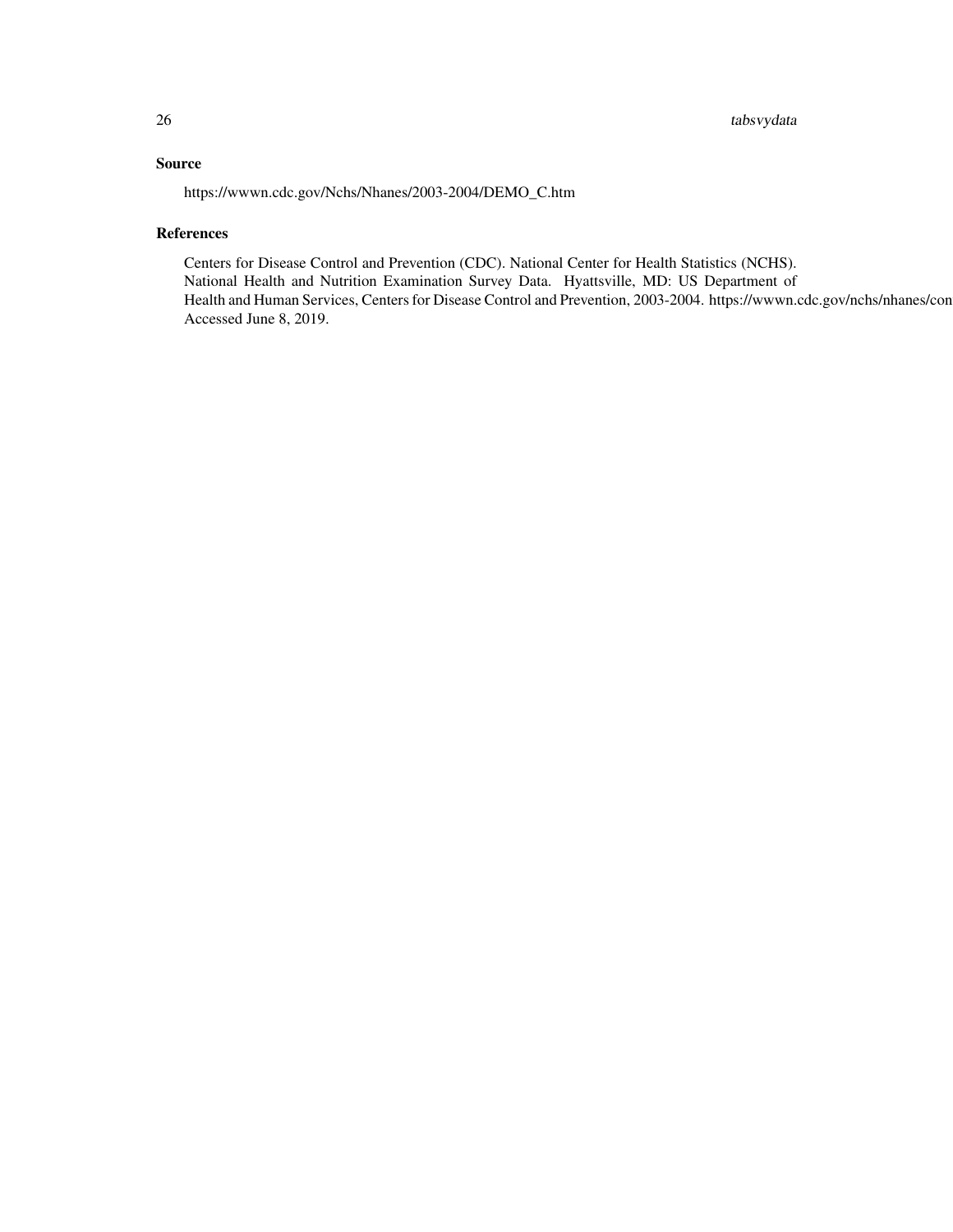### Source

https://wwwn.cdc.gov/Nchs/Nhanes/2003-2004/DEMO_C.htm

### References

Centers for Disease Control and Prevention (CDC). National Center for Health Statistics (NCHS). National Health and Nutrition Examination Survey Data. Hyattsville, MD: US Department of Health and Human Services, Centers for Disease Control and Prevention, 2003-2004. https://wwwn.cdc.gov/nchs/nhanes/con
Accessed June 8, 2019.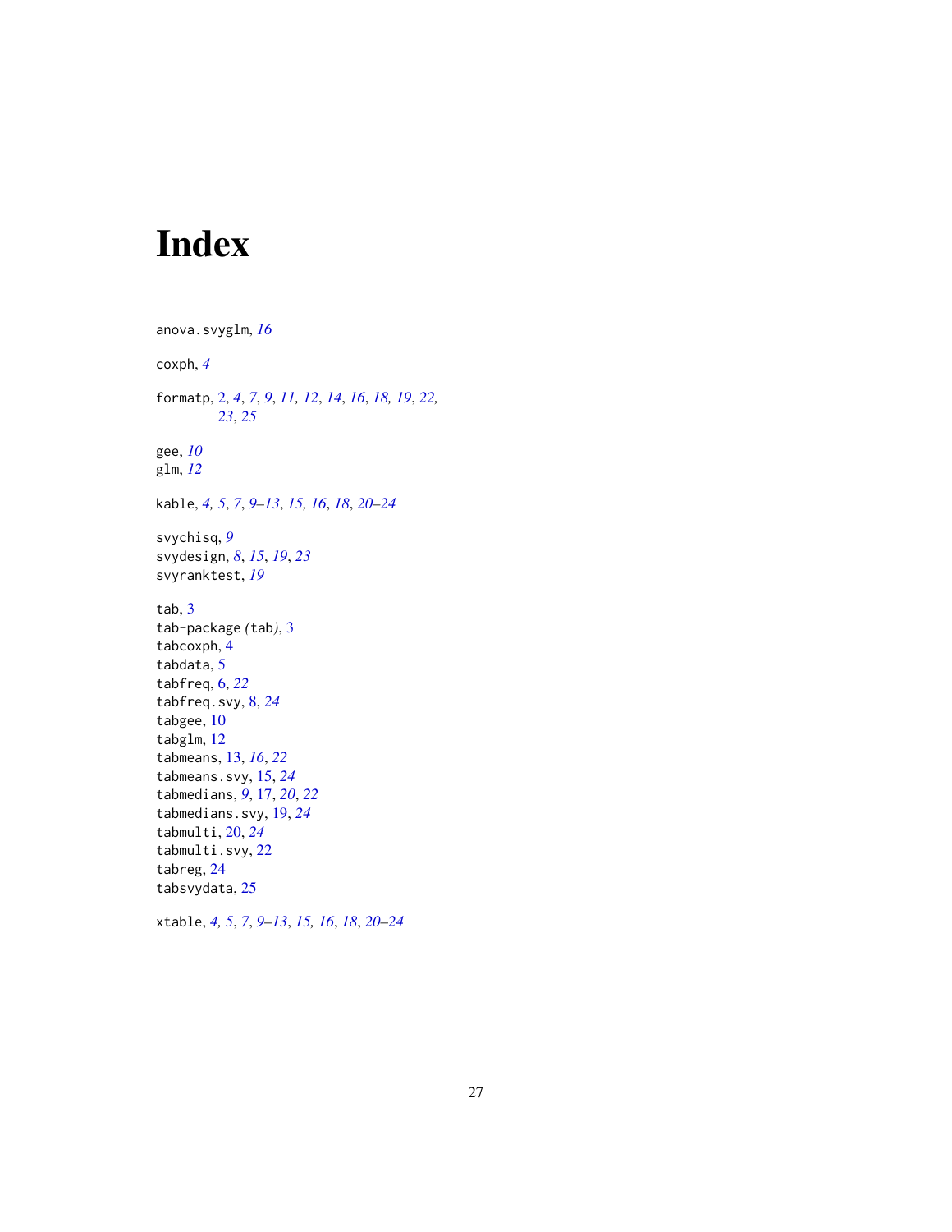# Index

anova.svyglm, *16*

coxph, *4*

formatp, 2, *4*, *7*, *9*, *11, 12*, *14*, *16*, *18, 19*, *22, 23*, *25*

gee, *10*
glm, *12*

kable, *4, 5*, *7*, *9–13*, *15, 16*, *18*, *20–24*

svychisq, *9*
svydesign, *8*, *15*, *19*, *23*
svyranktest, *19*

tab, 3
tab-package *(*tab*)*, 3
tabcoxph, 4
tabdata, 5
tabfreq, 6, *22*
tabfreq.svy, 8, *24*
tabgee, 10
tabglm, 12
tabmeans, 13, *16*, *22*
tabmeans.svy, 15, *24*
tabmedians, *9*, 17, *20*, *22*
tabmedians.svy, 19, *24*
tabmulti, 20, *24*
tabmulti.svy, 22
tabreg, 24
tabsvydata, 25

xtable, *4, 5*, *7*, *9–13*, *15, 16*, *18*, *20–24*